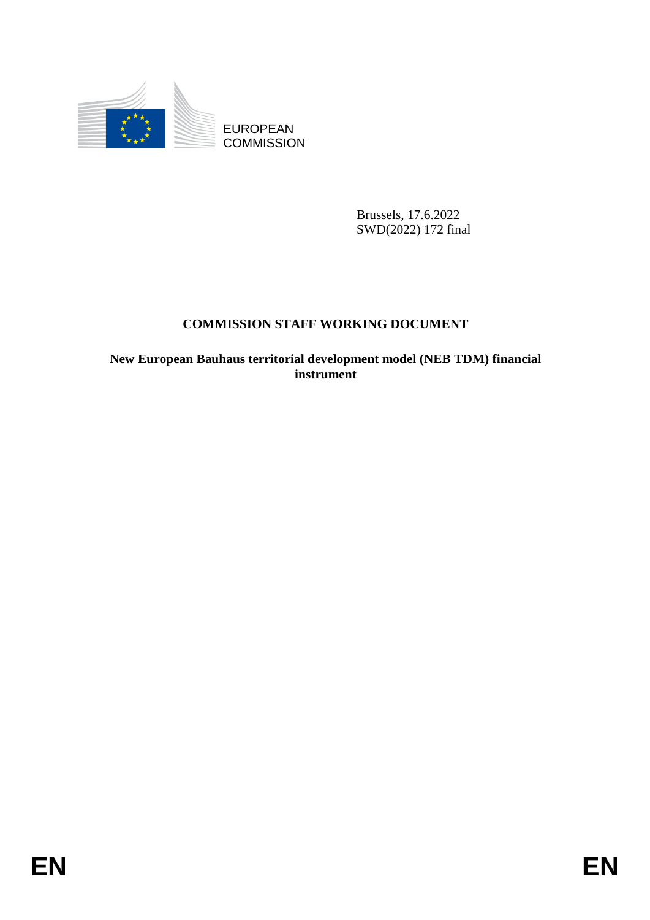EUROPEAN COMMISSION

Brussels, 17.6.2022
SWD(2022) 172 final

# COMMISSION STAFF WORKING DOCUMENT

## New European Bauhaus territorial development model (NEB TDM) financial instrument

EN EN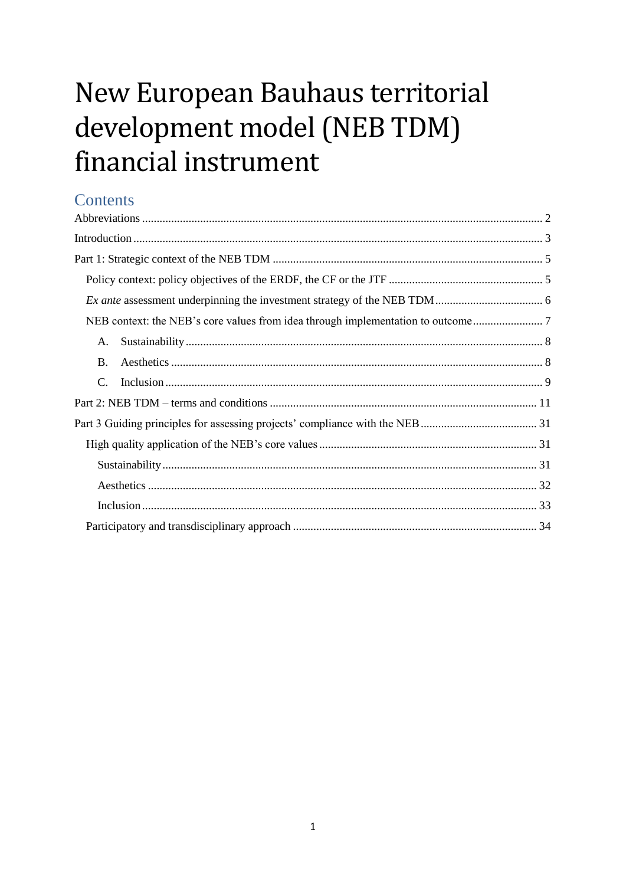# New European Bauhaus territorial development model (NEB TDM) financial instrument

## Contents

- Abbreviations ........ 2
- Introduction ........ 3
- Part 1: Strategic context of the NEB TDM ........ 5
  - Policy context: policy objectives of the ERDF, the CF or the JTF ........ 5
  - *Ex ante* assessment underpinning the investment strategy of the NEB TDM ........ 6
  - NEB context: the NEB's core values from idea through implementation to outcome ........ 7
    - A. Sustainability ........ 8
    - B. Aesthetics ........ 8
    - C. Inclusion ........ 9
- Part 2: NEB TDM – terms and conditions ........ 11
- Part 3 Guiding principles for assessing projects' compliance with the NEB ........ 31
  - High quality application of the NEB's core values ........ 31
    - Sustainability ........ 31
    - Aesthetics ........ 32
    - Inclusion ........ 33
  - Participatory and transdisciplinary approach ........ 34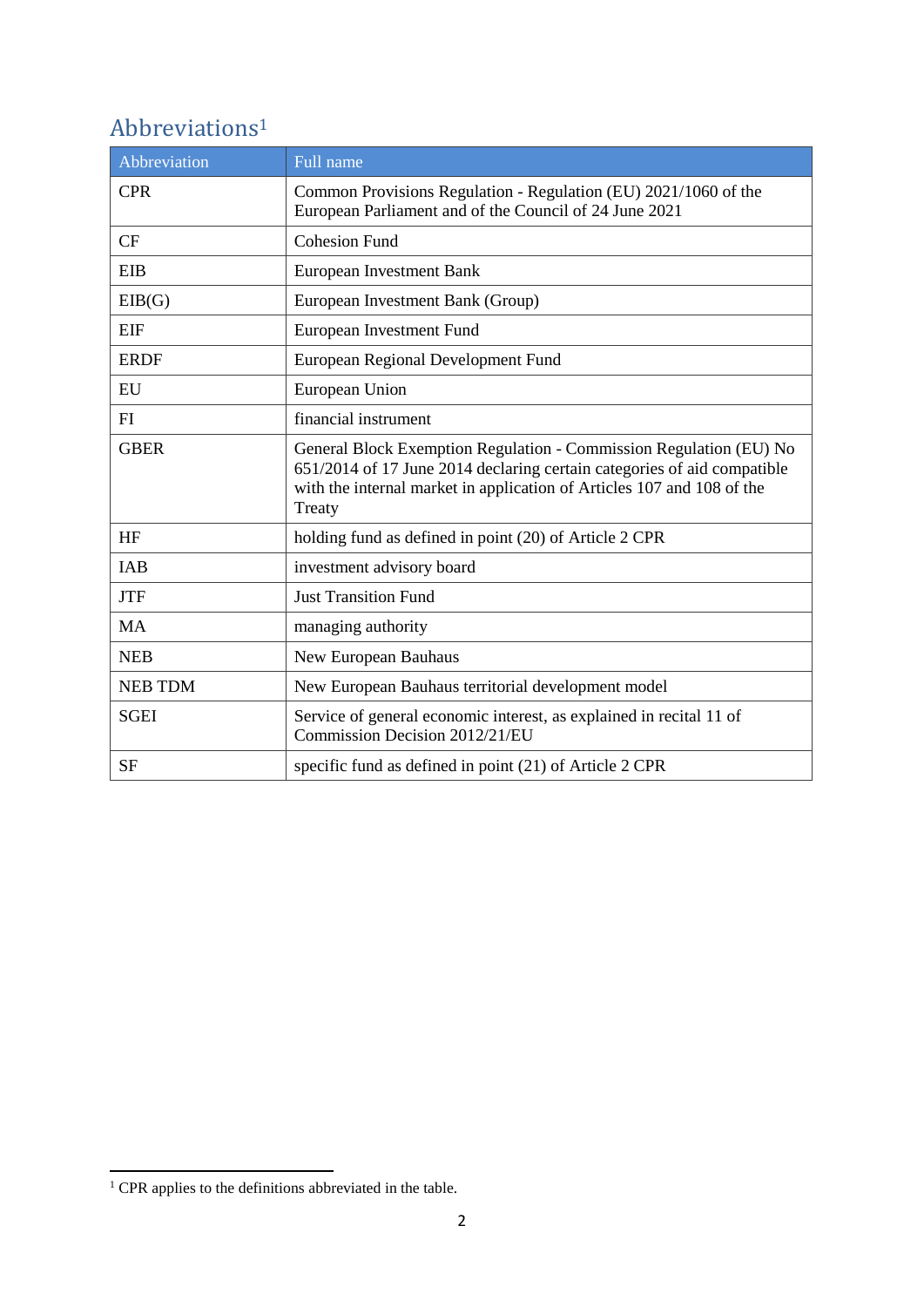# Abbreviations[1]

| Abbreviation | Full name |
|---|---|
| CPR | Common Provisions Regulation - Regulation (EU) 2021/1060 of the European Parliament and of the Council of 24 June 2021 |
| CF | Cohesion Fund |
| EIB | European Investment Bank |
| EIB(G) | European Investment Bank (Group) |
| EIF | European Investment Fund |
| ERDF | European Regional Development Fund |
| EU | European Union |
| FI | financial instrument |
| GBER | General Block Exemption Regulation - Commission Regulation (EU) No 651/2014 of 17 June 2014 declaring certain categories of aid compatible with the internal market in application of Articles 107 and 108 of the Treaty |
| HF | holding fund as defined in point (20) of Article 2 CPR |
| IAB | investment advisory board |
| JTF | Just Transition Fund |
| MA | managing authority |
| NEB | New European Bauhaus |
| NEB TDM | New European Bauhaus territorial development model |
| SGEI | Service of general economic interest, as explained in recital 11 of Commission Decision 2012/21/EU |
| SF | specific fund as defined in point (21) of Article 2 CPR |

[1] CPR applies to the definitions abbreviated in the table.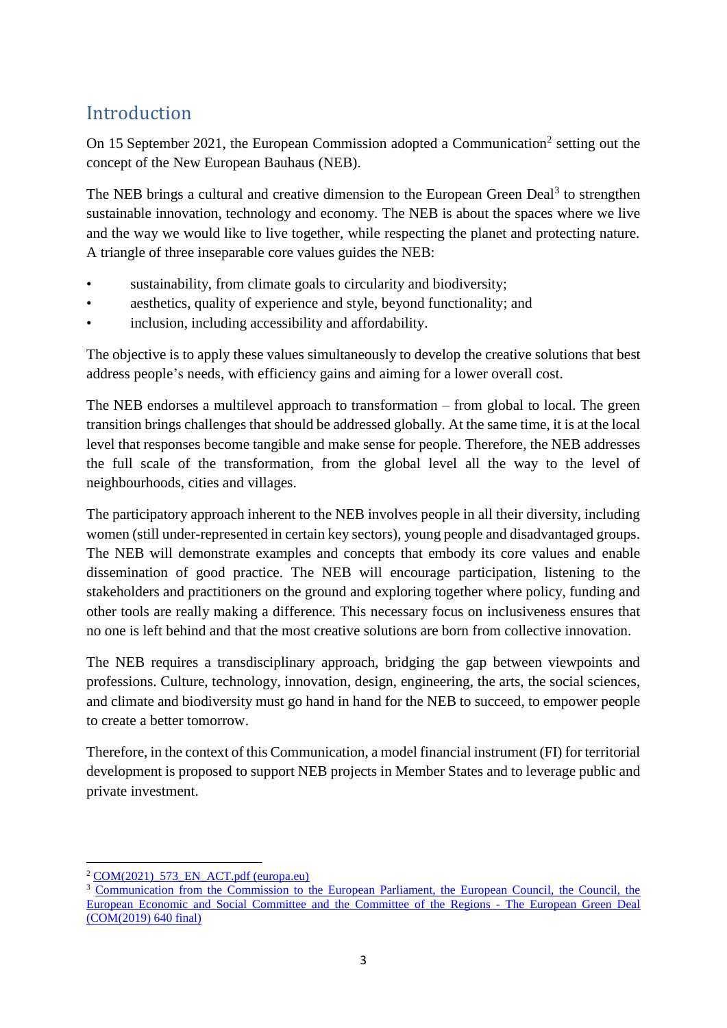## Introduction

On 15 September 2021, the European Commission adopted a Communication[2] setting out the concept of the New European Bauhaus (NEB).

The NEB brings a cultural and creative dimension to the European Green Deal[3] to strengthen sustainable innovation, technology and economy. The NEB is about the spaces where we live and the way we would like to live together, while respecting the planet and protecting nature. A triangle of three inseparable core values guides the NEB:

- sustainability, from climate goals to circularity and biodiversity;
- aesthetics, quality of experience and style, beyond functionality; and
- inclusion, including accessibility and affordability.

The objective is to apply these values simultaneously to develop the creative solutions that best address people's needs, with efficiency gains and aiming for a lower overall cost.

The NEB endorses a multilevel approach to transformation – from global to local. The green transition brings challenges that should be addressed globally. At the same time, it is at the local level that responses become tangible and make sense for people. Therefore, the NEB addresses the full scale of the transformation, from the global level all the way to the level of neighbourhoods, cities and villages.

The participatory approach inherent to the NEB involves people in all their diversity, including women (still under-represented in certain key sectors), young people and disadvantaged groups. The NEB will demonstrate examples and concepts that embody its core values and enable dissemination of good practice. The NEB will encourage participation, listening to the stakeholders and practitioners on the ground and exploring together where policy, funding and other tools are really making a difference. This necessary focus on inclusiveness ensures that no one is left behind and that the most creative solutions are born from collective innovation.

The NEB requires a transdisciplinary approach, bridging the gap between viewpoints and professions. Culture, technology, innovation, design, engineering, the arts, the social sciences, and climate and biodiversity must go hand in hand for the NEB to succeed, to empower people to create a better tomorrow.

Therefore, in the context of this Communication, a model financial instrument (FI) for territorial development is proposed to support NEB projects in Member States and to leverage public and private investment.

---

[2] COM(2021)_573_EN_ACT.pdf (europa.eu)

[3] Communication from the Commission to the European Parliament, the European Council, the Council, the European Economic and Social Committee and the Committee of the Regions - The European Green Deal (COM(2019) 640 final)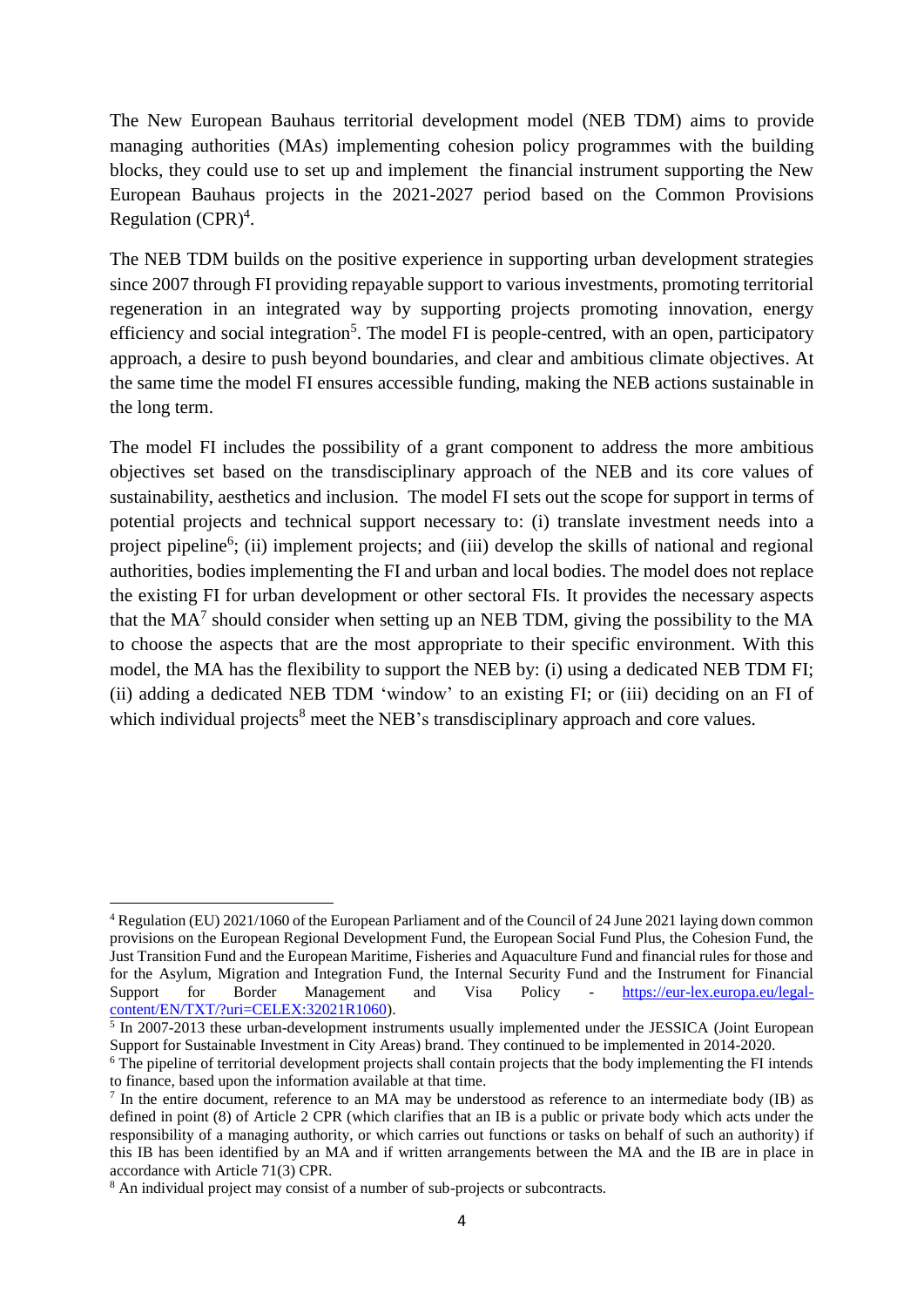The New European Bauhaus territorial development model (NEB TDM) aims to provide managing authorities (MAs) implementing cohesion policy programmes with the building blocks, they could use to set up and implement the financial instrument supporting the New European Bauhaus projects in the 2021-2027 period based on the Common Provisions Regulation (CPR)[4].

The NEB TDM builds on the positive experience in supporting urban development strategies since 2007 through FI providing repayable support to various investments, promoting territorial regeneration in an integrated way by supporting projects promoting innovation, energy efficiency and social integration[5]. The model FI is people-centred, with an open, participatory approach, a desire to push beyond boundaries, and clear and ambitious climate objectives. At the same time the model FI ensures accessible funding, making the NEB actions sustainable in the long term.

The model FI includes the possibility of a grant component to address the more ambitious objectives set based on the transdisciplinary approach of the NEB and its core values of sustainability, aesthetics and inclusion. The model FI sets out the scope for support in terms of potential projects and technical support necessary to: (i) translate investment needs into a project pipeline[6]; (ii) implement projects; and (iii) develop the skills of national and regional authorities, bodies implementing the FI and urban and local bodies. The model does not replace the existing FI for urban development or other sectoral FIs. It provides the necessary aspects that the MA[7] should consider when setting up an NEB TDM, giving the possibility to the MA to choose the aspects that are the most appropriate to their specific environment. With this model, the MA has the flexibility to support the NEB by: (i) using a dedicated NEB TDM FI; (ii) adding a dedicated NEB TDM 'window' to an existing FI; or (iii) deciding on an FI of which individual projects[8] meet the NEB's transdisciplinary approach and core values.

---

[4] Regulation (EU) 2021/1060 of the European Parliament and of the Council of 24 June 2021 laying down common provisions on the European Regional Development Fund, the European Social Fund Plus, the Cohesion Fund, the Just Transition Fund and the European Maritime, Fisheries and Aquaculture Fund and financial rules for those and for the Asylum, Migration and Integration Fund, the Internal Security Fund and the Instrument for Financial Support for Border Management and Visa Policy - https://eur-lex.europa.eu/legal-content/EN/TXT/?uri=CELEX:32021R1060).

[5] In 2007-2013 these urban-development instruments usually implemented under the JESSICA (Joint European Support for Sustainable Investment in City Areas) brand. They continued to be implemented in 2014-2020.

[6] The pipeline of territorial development projects shall contain projects that the body implementing the FI intends to finance, based upon the information available at that time.

[7] In the entire document, reference to an MA may be understood as reference to an intermediate body (IB) as defined in point (8) of Article 2 CPR (which clarifies that an IB is a public or private body which acts under the responsibility of a managing authority, or which carries out functions or tasks on behalf of such an authority) if this IB has been identified by an MA and if written arrangements between the MA and the IB are in place in accordance with Article 71(3) CPR.

[8] An individual project may consist of a number of sub-projects or subcontracts.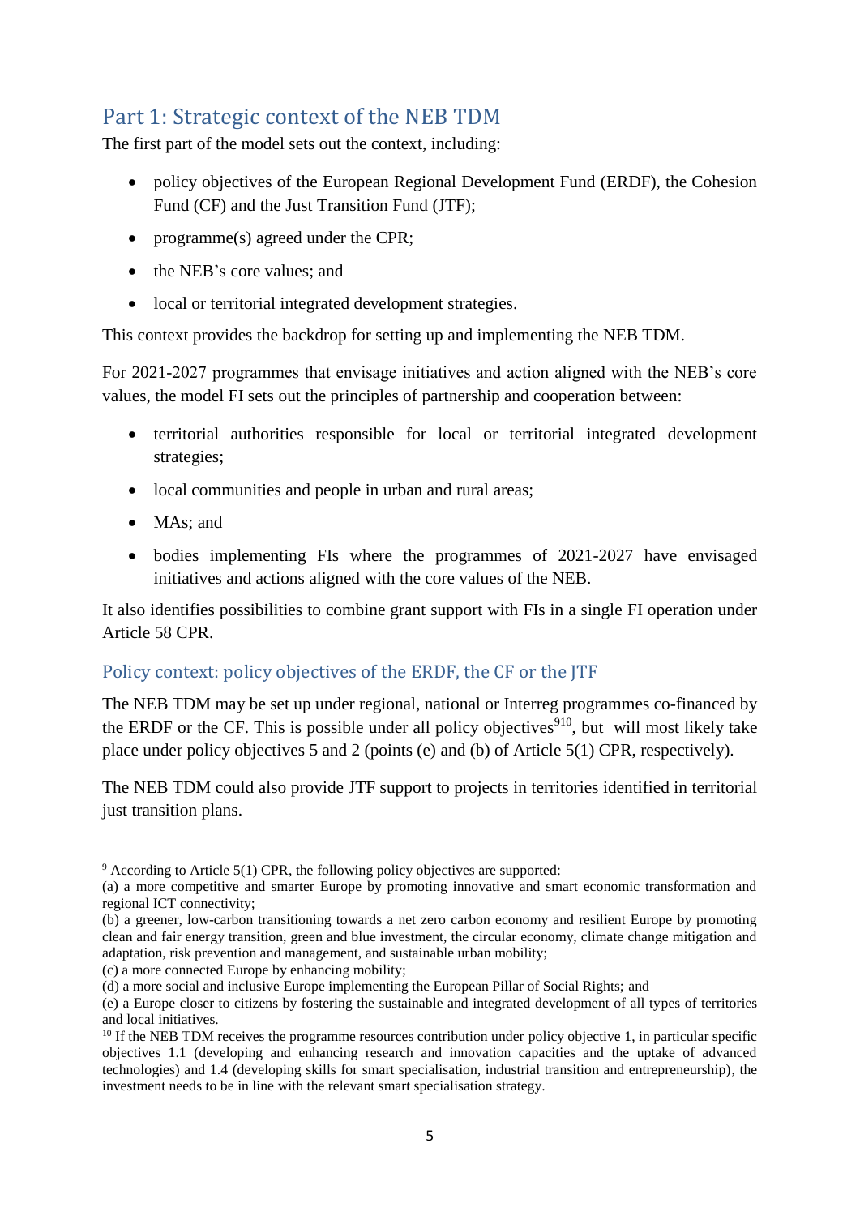## Part 1: Strategic context of the NEB TDM

The first part of the model sets out the context, including:

- policy objectives of the European Regional Development Fund (ERDF), the Cohesion Fund (CF) and the Just Transition Fund (JTF);
- programme(s) agreed under the CPR;
- the NEB's core values; and
- local or territorial integrated development strategies.

This context provides the backdrop for setting up and implementing the NEB TDM.

For 2021-2027 programmes that envisage initiatives and action aligned with the NEB's core values, the model FI sets out the principles of partnership and cooperation between:

- territorial authorities responsible for local or territorial integrated development strategies;
- local communities and people in urban and rural areas;
- MAs; and
- bodies implementing FIs where the programmes of 2021-2027 have envisaged initiatives and actions aligned with the core values of the NEB.

It also identifies possibilities to combine grant support with FIs in a single FI operation under Article 58 CPR.

### Policy context: policy objectives of the ERDF, the CF or the JTF

The NEB TDM may be set up under regional, national or Interreg programmes co-financed by the ERDF or the CF. This is possible under all policy objectives[9][10], but will most likely take place under policy objectives 5 and 2 (points (e) and (b) of Article 5(1) CPR, respectively).

The NEB TDM could also provide JTF support to projects in territories identified in territorial just transition plans.

---

[9] According to Article 5(1) CPR, the following policy objectives are supported:
(a) a more competitive and smarter Europe by promoting innovative and smart economic transformation and regional ICT connectivity;
(b) a greener, low-carbon transitioning towards a net zero carbon economy and resilient Europe by promoting clean and fair energy transition, green and blue investment, the circular economy, climate change mitigation and adaptation, risk prevention and management, and sustainable urban mobility;
(c) a more connected Europe by enhancing mobility;
(d) a more social and inclusive Europe implementing the European Pillar of Social Rights; and
(e) a Europe closer to citizens by fostering the sustainable and integrated development of all types of territories and local initiatives.

[10] If the NEB TDM receives the programme resources contribution under policy objective 1, in particular specific objectives 1.1 (developing and enhancing research and innovation capacities and the uptake of advanced technologies) and 1.4 (developing skills for smart specialisation, industrial transition and entrepreneurship), the investment needs to be in line with the relevant smart specialisation strategy.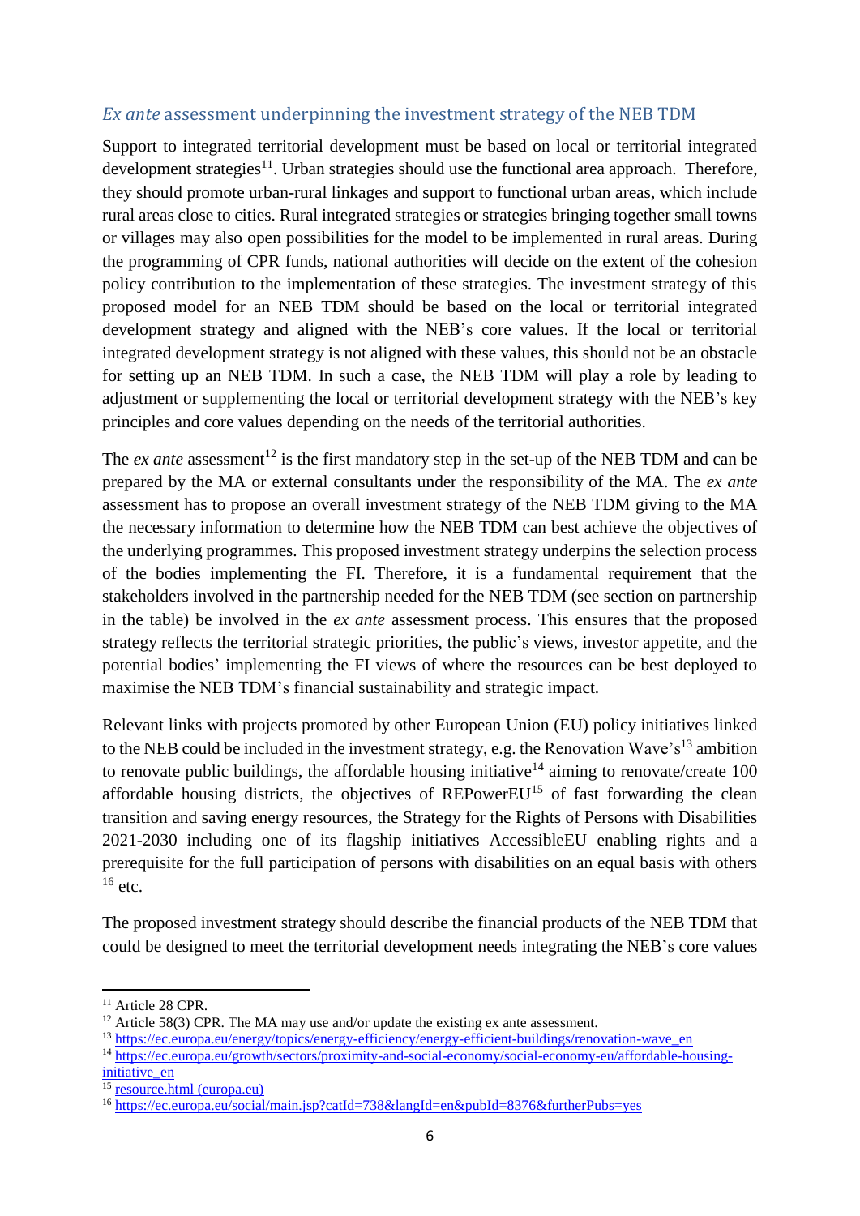## *Ex ante* assessment underpinning the investment strategy of the NEB TDM

Support to integrated territorial development must be based on local or territorial integrated development strategies[11]. Urban strategies should use the functional area approach. Therefore, they should promote urban-rural linkages and support to functional urban areas, which include rural areas close to cities. Rural integrated strategies or strategies bringing together small towns or villages may also open possibilities for the model to be implemented in rural areas. During the programming of CPR funds, national authorities will decide on the extent of the cohesion policy contribution to the implementation of these strategies. The investment strategy of this proposed model for an NEB TDM should be based on the local or territorial integrated development strategy and aligned with the NEB's core values. If the local or territorial integrated development strategy is not aligned with these values, this should not be an obstacle for setting up an NEB TDM. In such a case, the NEB TDM will play a role by leading to adjustment or supplementing the local or territorial development strategy with the NEB's key principles and core values depending on the needs of the territorial authorities.

The *ex ante* assessment[12] is the first mandatory step in the set-up of the NEB TDM and can be prepared by the MA or external consultants under the responsibility of the MA. The *ex ante* assessment has to propose an overall investment strategy of the NEB TDM giving to the MA the necessary information to determine how the NEB TDM can best achieve the objectives of the underlying programmes. This proposed investment strategy underpins the selection process of the bodies implementing the FI. Therefore, it is a fundamental requirement that the stakeholders involved in the partnership needed for the NEB TDM (see section on partnership in the table) be involved in the *ex ante* assessment process. This ensures that the proposed strategy reflects the territorial strategic priorities, the public's views, investor appetite, and the potential bodies' implementing the FI views of where the resources can be best deployed to maximise the NEB TDM's financial sustainability and strategic impact.

Relevant links with projects promoted by other European Union (EU) policy initiatives linked to the NEB could be included in the investment strategy, e.g. the Renovation Wave's[13] ambition to renovate public buildings, the affordable housing initiative[14] aiming to renovate/create 100 affordable housing districts, the objectives of REPowerEU[15] of fast forwarding the clean transition and saving energy resources, the Strategy for the Rights of Persons with Disabilities 2021-2030 including one of its flagship initiatives AccessibleEU enabling rights and a prerequisite for the full participation of persons with disabilities on an equal basis with others [16] etc.

The proposed investment strategy should describe the financial products of the NEB TDM that could be designed to meet the territorial development needs integrating the NEB's core values

---

[11] Article 28 CPR.

[12] Article 58(3) CPR. The MA may use and/or update the existing ex ante assessment.

[13] https://ec.europa.eu/energy/topics/energy-efficiency/energy-efficient-buildings/renovation-wave_en

[14] https://ec.europa.eu/growth/sectors/proximity-and-social-economy/social-economy-eu/affordable-housing-initiative_en

[15] resource.html (europa.eu)

[16] https://ec.europa.eu/social/main.jsp?catId=738&langId=en&pubId=8376&furtherPubs=yes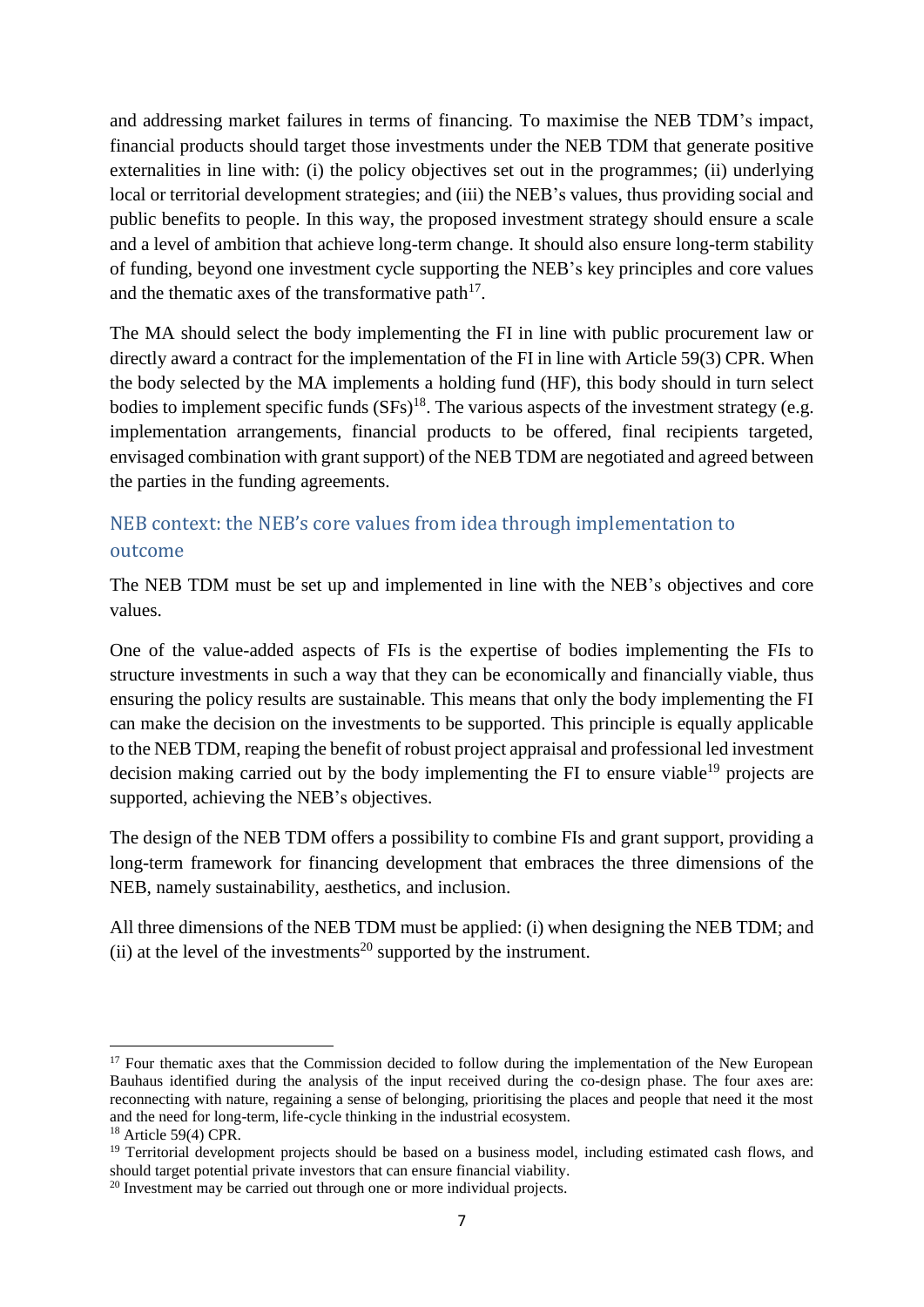and addressing market failures in terms of financing. To maximise the NEB TDM's impact, financial products should target those investments under the NEB TDM that generate positive externalities in line with: (i) the policy objectives set out in the programmes; (ii) underlying local or territorial development strategies; and (iii) the NEB's values, thus providing social and public benefits to people. In this way, the proposed investment strategy should ensure a scale and a level of ambition that achieve long-term change. It should also ensure long-term stability of funding, beyond one investment cycle supporting the NEB's key principles and core values and the thematic axes of the transformative path[17].

The MA should select the body implementing the FI in line with public procurement law or directly award a contract for the implementation of the FI in line with Article 59(3) CPR. When the body selected by the MA implements a holding fund (HF), this body should in turn select bodies to implement specific funds (SFs)[18]. The various aspects of the investment strategy (e.g. implementation arrangements, financial products to be offered, final recipients targeted, envisaged combination with grant support) of the NEB TDM are negotiated and agreed between the parties in the funding agreements.

### NEB context: the NEB's core values from idea through implementation to outcome

The NEB TDM must be set up and implemented in line with the NEB's objectives and core values.

One of the value-added aspects of FIs is the expertise of bodies implementing the FIs to structure investments in such a way that they can be economically and financially viable, thus ensuring the policy results are sustainable. This means that only the body implementing the FI can make the decision on the investments to be supported. This principle is equally applicable to the NEB TDM, reaping the benefit of robust project appraisal and professional led investment decision making carried out by the body implementing the FI to ensure viable[19] projects are supported, achieving the NEB's objectives.

The design of the NEB TDM offers a possibility to combine FIs and grant support, providing a long-term framework for financing development that embraces the three dimensions of the NEB, namely sustainability, aesthetics, and inclusion.

All three dimensions of the NEB TDM must be applied: (i) when designing the NEB TDM; and (ii) at the level of the investments[20] supported by the instrument.

---

[17] Four thematic axes that the Commission decided to follow during the implementation of the New European Bauhaus identified during the analysis of the input received during the co-design phase. The four axes are: reconnecting with nature, regaining a sense of belonging, prioritising the places and people that need it the most and the need for long-term, life-cycle thinking in the industrial ecosystem.

[18] Article 59(4) CPR.

[19] Territorial development projects should be based on a business model, including estimated cash flows, and should target potential private investors that can ensure financial viability.

[20] Investment may be carried out through one or more individual projects.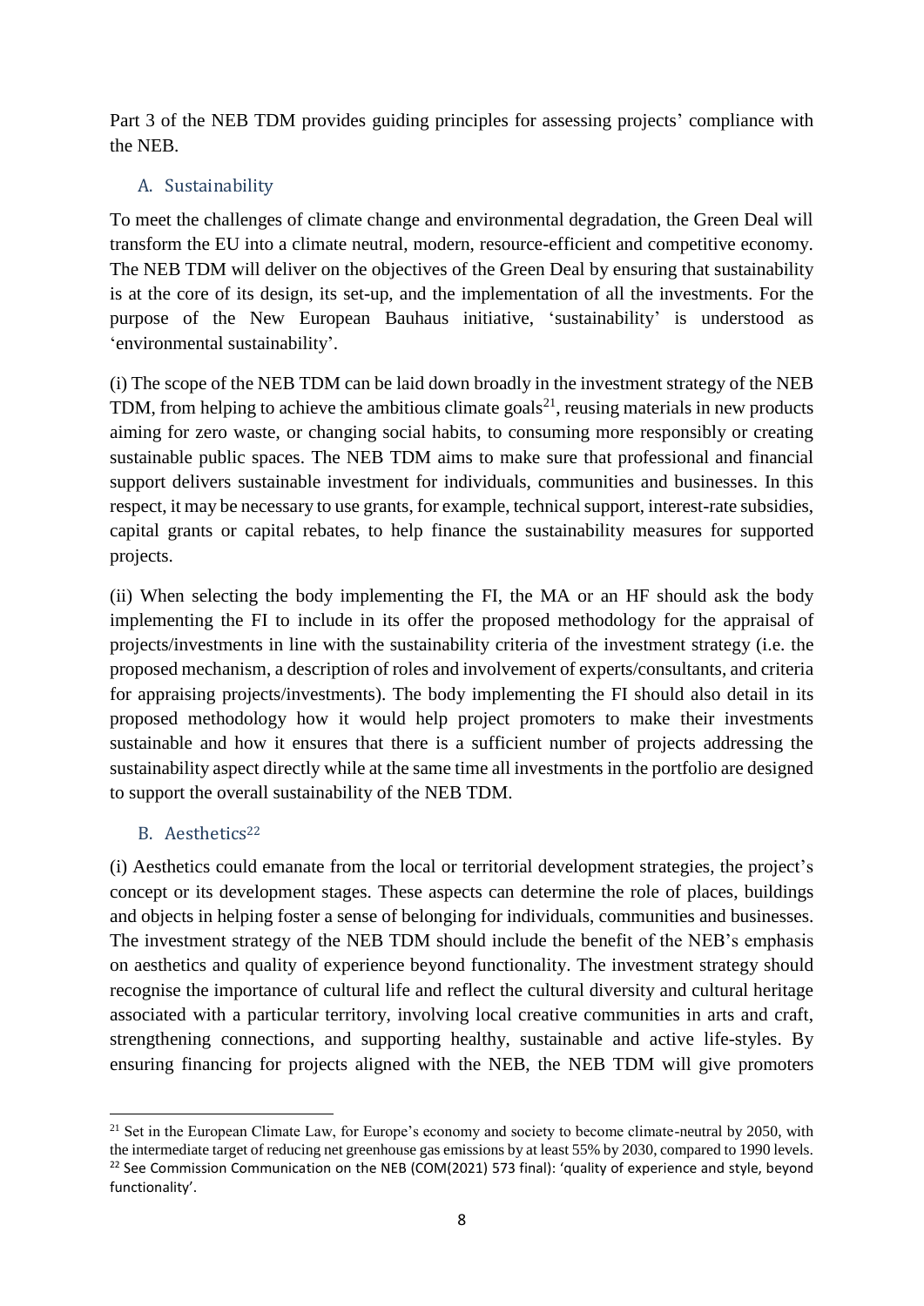Part 3 of the NEB TDM provides guiding principles for assessing projects' compliance with the NEB.

### A. Sustainability

To meet the challenges of climate change and environmental degradation, the Green Deal will transform the EU into a climate neutral, modern, resource-efficient and competitive economy. The NEB TDM will deliver on the objectives of the Green Deal by ensuring that sustainability is at the core of its design, its set-up, and the implementation of all the investments. For the purpose of the New European Bauhaus initiative, 'sustainability' is understood as 'environmental sustainability'.

(i) The scope of the NEB TDM can be laid down broadly in the investment strategy of the NEB TDM, from helping to achieve the ambitious climate goals[21], reusing materials in new products aiming for zero waste, or changing social habits, to consuming more responsibly or creating sustainable public spaces. The NEB TDM aims to make sure that professional and financial support delivers sustainable investment for individuals, communities and businesses. In this respect, it may be necessary to use grants, for example, technical support, interest-rate subsidies, capital grants or capital rebates, to help finance the sustainability measures for supported projects.

(ii) When selecting the body implementing the FI, the MA or an HF should ask the body implementing the FI to include in its offer the proposed methodology for the appraisal of projects/investments in line with the sustainability criteria of the investment strategy (i.e. the proposed mechanism, a description of roles and involvement of experts/consultants, and criteria for appraising projects/investments). The body implementing the FI should also detail in its proposed methodology how it would help project promoters to make their investments sustainable and how it ensures that there is a sufficient number of projects addressing the sustainability aspect directly while at the same time all investments in the portfolio are designed to support the overall sustainability of the NEB TDM.

### B. Aesthetics[22]

(i) Aesthetics could emanate from the local or territorial development strategies, the project's concept or its development stages. These aspects can determine the role of places, buildings and objects in helping foster a sense of belonging for individuals, communities and businesses. The investment strategy of the NEB TDM should include the benefit of the NEB's emphasis on aesthetics and quality of experience beyond functionality. The investment strategy should recognise the importance of cultural life and reflect the cultural diversity and cultural heritage associated with a particular territory, involving local creative communities in arts and craft, strengthening connections, and supporting healthy, sustainable and active life-styles. By ensuring financing for projects aligned with the NEB, the NEB TDM will give promoters

---

[21] Set in the European Climate Law, for Europe's economy and society to become climate-neutral by 2050, with the intermediate target of reducing net greenhouse gas emissions by at least 55% by 2030, compared to 1990 levels.

[22] See Commission Communication on the NEB (COM(2021) 573 final): 'quality of experience and style, beyond functionality'.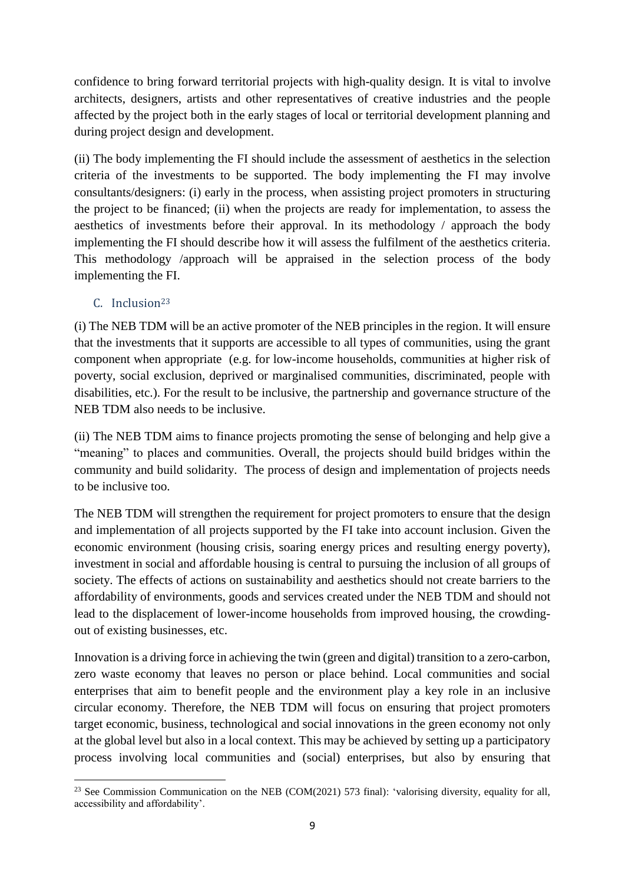confidence to bring forward territorial projects with high-quality design. It is vital to involve architects, designers, artists and other representatives of creative industries and the people affected by the project both in the early stages of local or territorial development planning and during project design and development.

(ii) The body implementing the FI should include the assessment of aesthetics in the selection criteria of the investments to be supported. The body implementing the FI may involve consultants/designers: (i) early in the process, when assisting project promoters in structuring the project to be financed; (ii) when the projects are ready for implementation, to assess the aesthetics of investments before their approval. In its methodology / approach the body implementing the FI should describe how it will assess the fulfilment of the aesthetics criteria. This methodology /approach will be appraised in the selection process of the body implementing the FI.

### C. Inclusion[23]

(i) The NEB TDM will be an active promoter of the NEB principles in the region. It will ensure that the investments that it supports are accessible to all types of communities, using the grant component when appropriate (e.g. for low-income households, communities at higher risk of poverty, social exclusion, deprived or marginalised communities, discriminated, people with disabilities, etc.). For the result to be inclusive, the partnership and governance structure of the NEB TDM also needs to be inclusive.

(ii) The NEB TDM aims to finance projects promoting the sense of belonging and help give a "meaning" to places and communities. Overall, the projects should build bridges within the community and build solidarity. The process of design and implementation of projects needs to be inclusive too.

The NEB TDM will strengthen the requirement for project promoters to ensure that the design and implementation of all projects supported by the FI take into account inclusion. Given the economic environment (housing crisis, soaring energy prices and resulting energy poverty), investment in social and affordable housing is central to pursuing the inclusion of all groups of society. The effects of actions on sustainability and aesthetics should not create barriers to the affordability of environments, goods and services created under the NEB TDM and should not lead to the displacement of lower-income households from improved housing, the crowding-out of existing businesses, etc.

Innovation is a driving force in achieving the twin (green and digital) transition to a zero-carbon, zero waste economy that leaves no person or place behind. Local communities and social enterprises that aim to benefit people and the environment play a key role in an inclusive circular economy. Therefore, the NEB TDM will focus on ensuring that project promoters target economic, business, technological and social innovations in the green economy not only at the global level but also in a local context. This may be achieved by setting up a participatory process involving local communities and (social) enterprises, but also by ensuring that

[23] See Commission Communication on the NEB (COM(2021) 573 final): 'valorising diversity, equality for all, accessibility and affordability'.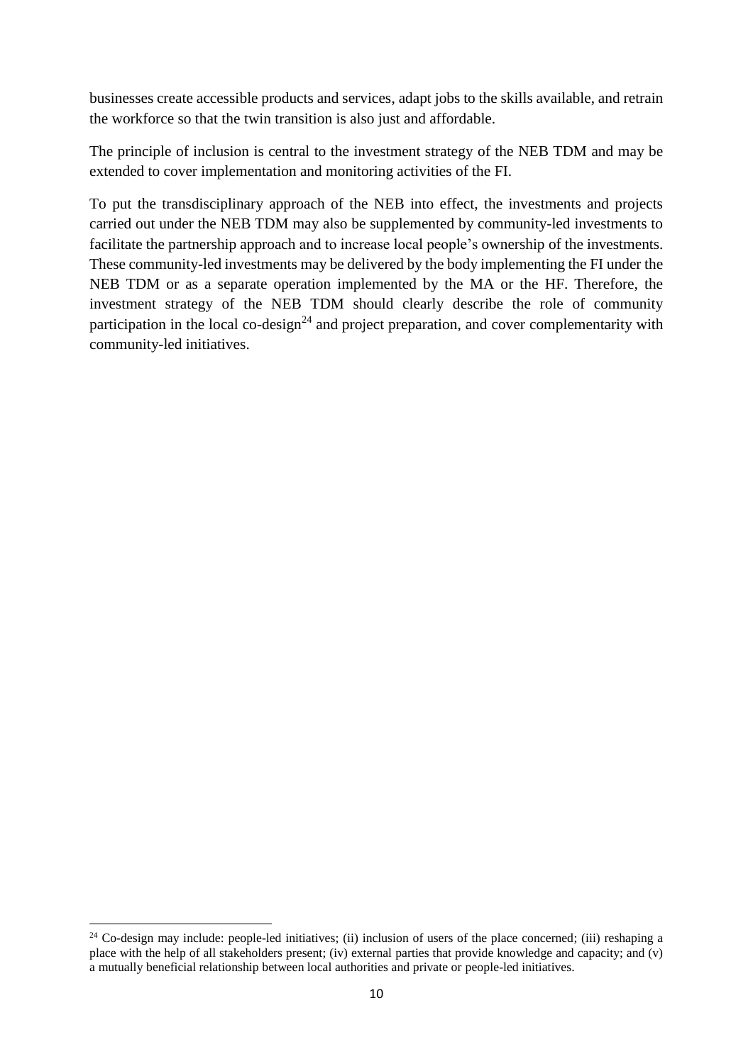businesses create accessible products and services, adapt jobs to the skills available, and retrain the workforce so that the twin transition is also just and affordable.

The principle of inclusion is central to the investment strategy of the NEB TDM and may be extended to cover implementation and monitoring activities of the FI.

To put the transdisciplinary approach of the NEB into effect, the investments and projects carried out under the NEB TDM may also be supplemented by community-led investments to facilitate the partnership approach and to increase local people's ownership of the investments. These community-led investments may be delivered by the body implementing the FI under the NEB TDM or as a separate operation implemented by the MA or the HF. Therefore, the investment strategy of the NEB TDM should clearly describe the role of community participation in the local co-design[24] and project preparation, and cover complementarity with community-led initiatives.

---

[24] Co-design may include: people-led initiatives; (ii) inclusion of users of the place concerned; (iii) reshaping a place with the help of all stakeholders present; (iv) external parties that provide knowledge and capacity; and (v) a mutually beneficial relationship between local authorities and private or people-led initiatives.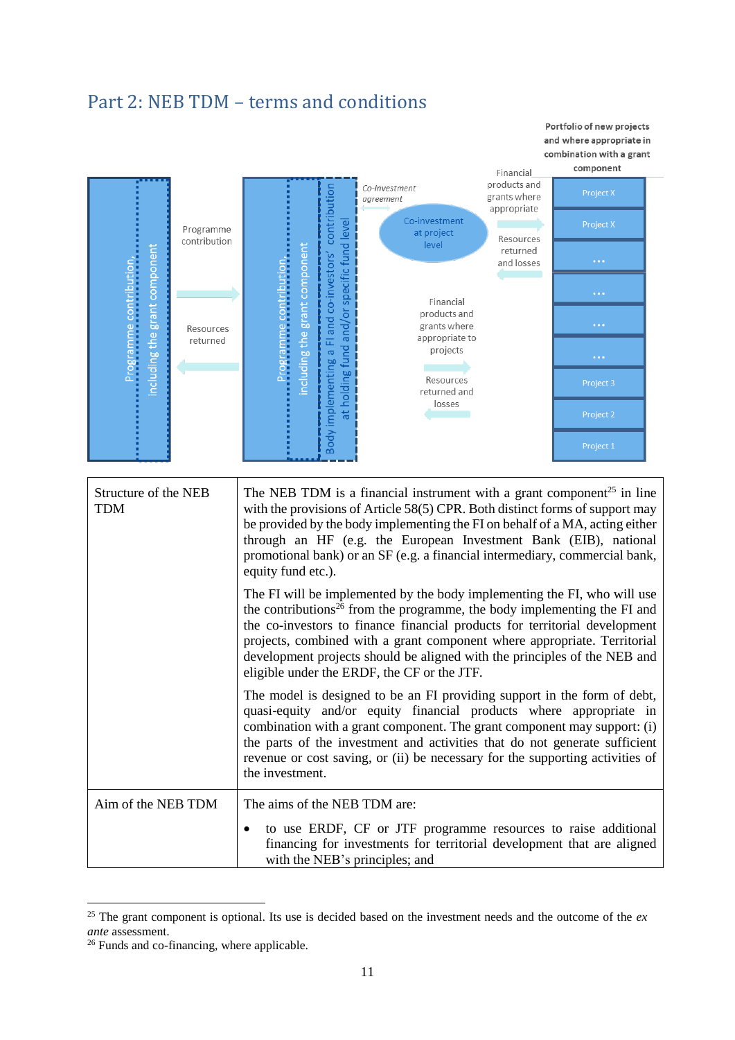## Part 2: NEB TDM – terms and conditions

| Structure of the NEB TDM | The NEB TDM is a financial instrument with a grant component[25] in line with the provisions of Article 58(5) CPR. Both distinct forms of support may be provided by the body implementing the FI on behalf of a MA, acting either through an HF (e.g. the European Investment Bank (EIB), national promotional bank) or an SF (e.g. a financial intermediary, commercial bank, equity fund etc.).<br><br>The FI will be implemented by the body implementing the FI, who will use the contributions[26] from the programme, the body implementing the FI and the co-investors to finance financial products for territorial development projects, combined with a grant component where appropriate. Territorial development projects should be aligned with the principles of the NEB and eligible under the ERDF, the CF or the JTF.<br><br>The model is designed to be an FI providing support in the form of debt, quasi-equity and/or equity financial products where appropriate in combination with a grant component. The grant component may support: (i) the parts of the investment and activities that do not generate sufficient revenue or cost saving, or (ii) be necessary for the supporting activities of the investment. |
|---|---|
| Aim of the NEB TDM | The aims of the NEB TDM are:<br><br>• to use ERDF, CF or JTF programme resources to raise additional financing for investments for territorial development that are aligned with the NEB's principles; and |

[25] The grant component is optional. Its use is decided based on the investment needs and the outcome of the *ex ante* assessment.

[26] Funds and co-financing, where applicable.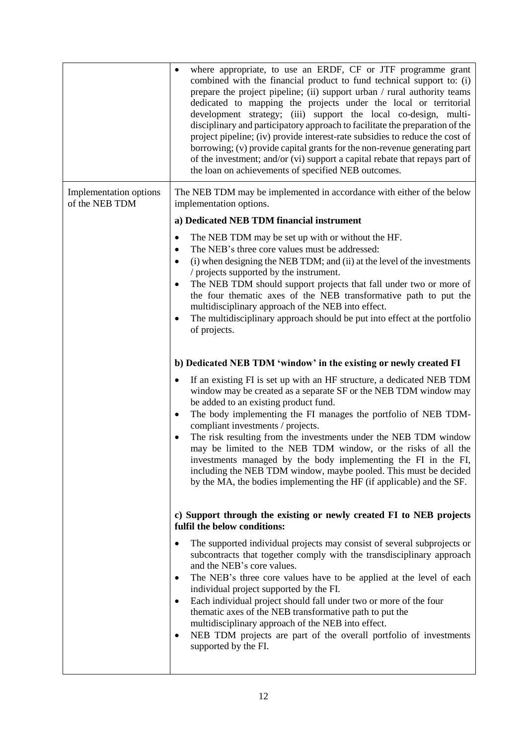| | |
|---|---|
| | • where appropriate, to use an ERDF, CF or JTF programme grant combined with the financial product to fund technical support to: (i) prepare the project pipeline; (ii) support urban / rural authority teams dedicated to mapping the projects under the local or territorial development strategy; (iii) support the local co-design, multi-disciplinary and participatory approach to facilitate the preparation of the project pipeline; (iv) provide interest-rate subsidies to reduce the cost of borrowing; (v) provide capital grants for the non-revenue generating part of the investment; and/or (vi) support a capital rebate that repays part of the loan on achievements of specified NEB outcomes. |
| Implementation options of the NEB TDM | The NEB TDM may be implemented in accordance with either of the below implementation options.<br><br>**a) Dedicated NEB TDM financial instrument**<br><br>• The NEB TDM may be set up with or without the HF.<br>• The NEB's three core values must be addressed:<br>• (i) when designing the NEB TDM; and (ii) at the level of the investments / projects supported by the instrument.<br>• The NEB TDM should support projects that fall under two or more of the four thematic axes of the NEB transformative path to put the multidisciplinary approach of the NEB into effect.<br>• The multidisciplinary approach should be put into effect at the portfolio of projects.<br><br>**b) Dedicated NEB TDM 'window' in the existing or newly created FI**<br><br>• If an existing FI is set up with an HF structure, a dedicated NEB TDM window may be created as a separate SF or the NEB TDM window may be added to an existing product fund.<br>• The body implementing the FI manages the portfolio of NEB TDM-compliant investments / projects.<br>• The risk resulting from the investments under the NEB TDM window may be limited to the NEB TDM window, or the risks of all the investments managed by the body implementing the FI in the FI, including the NEB TDM window, maybe pooled. This must be decided by the MA, the bodies implementing the HF (if applicable) and the SF.<br><br>**c) Support through the existing or newly created FI to NEB projects fulfil the below conditions:**<br><br>• The supported individual projects may consist of several subprojects or subcontracts that together comply with the transdisciplinary approach and the NEB's core values.<br>• The NEB's three core values have to be applied at the level of each individual project supported by the FI.<br>• Each individual project should fall under two or more of the four thematic axes of the NEB transformative path to put the multidisciplinary approach of the NEB into effect.<br>• NEB TDM projects are part of the overall portfolio of investments supported by the FI. |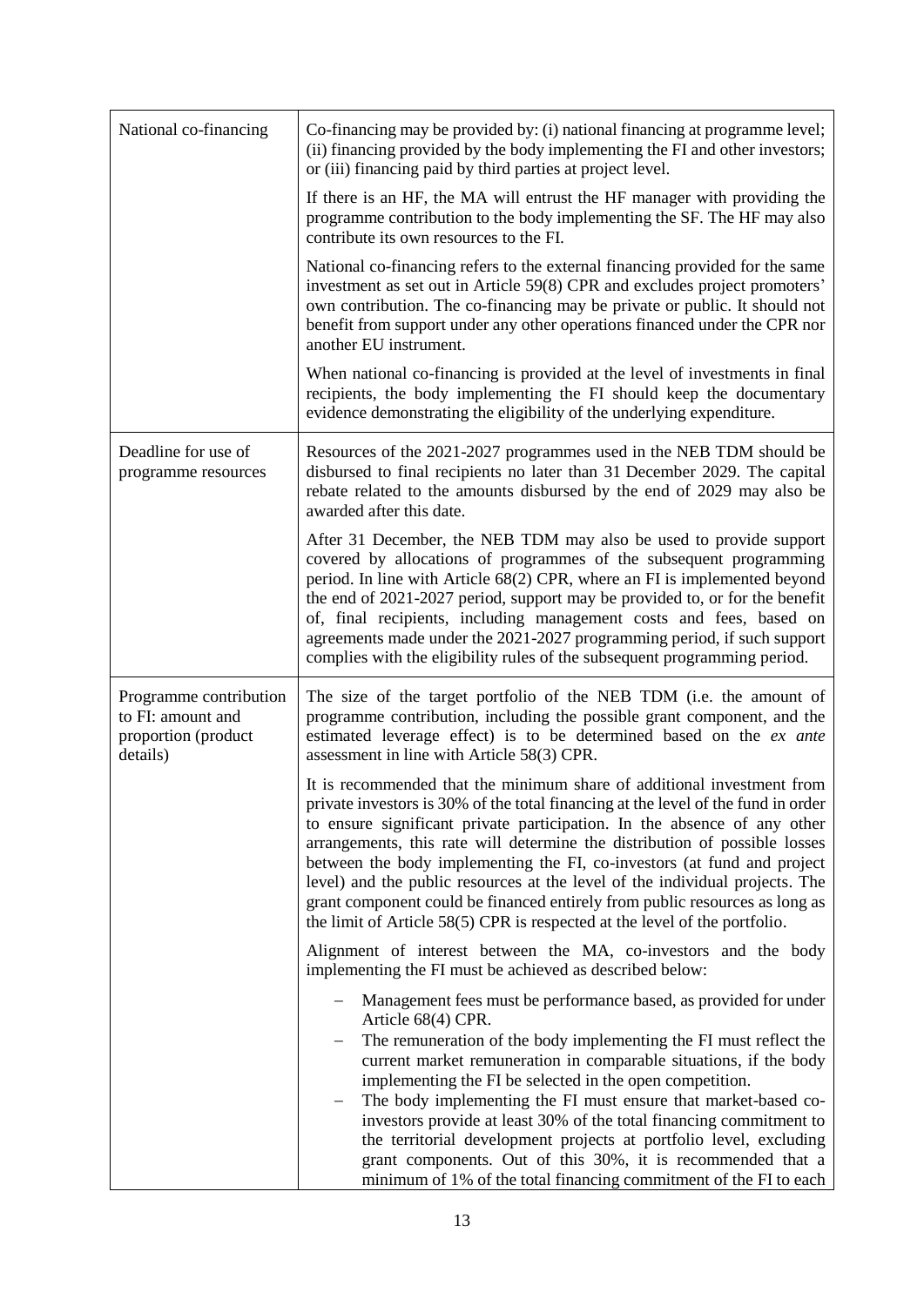| | |
|---|---|
| National co-financing | Co-financing may be provided by: (i) national financing at programme level; (ii) financing provided by the body implementing the FI and other investors; or (iii) financing paid by third parties at project level.<br><br>If there is an HF, the MA will entrust the HF manager with providing the programme contribution to the body implementing the SF. The HF may also contribute its own resources to the FI.<br><br>National co-financing refers to the external financing provided for the same investment as set out in Article 59(8) CPR and excludes project promoters' own contribution. The co-financing may be private or public. It should not benefit from support under any other operations financed under the CPR nor another EU instrument.<br><br>When national co-financing is provided at the level of investments in final recipients, the body implementing the FI should keep the documentary evidence demonstrating the eligibility of the underlying expenditure. |
| Deadline for use of programme resources | Resources of the 2021-2027 programmes used in the NEB TDM should be disbursed to final recipients no later than 31 December 2029. The capital rebate related to the amounts disbursed by the end of 2029 may also be awarded after this date.<br><br>After 31 December, the NEB TDM may also be used to provide support covered by allocations of programmes of the subsequent programming period. In line with Article 68(2) CPR, where an FI is implemented beyond the end of 2021-2027 period, support may be provided to, or for the benefit of, final recipients, including management costs and fees, based on agreements made under the 2021-2027 programming period, if such support complies with the eligibility rules of the subsequent programming period. |
| Programme contribution to FI: amount and proportion (product details) | The size of the target portfolio of the NEB TDM (i.e. the amount of programme contribution, including the possible grant component, and the estimated leverage effect) is to be determined based on the *ex ante* assessment in line with Article 58(3) CPR.<br><br>It is recommended that the minimum share of additional investment from private investors is 30% of the total financing at the level of the fund in order to ensure significant private participation. In the absence of any other arrangements, this rate will determine the distribution of possible losses between the body implementing the FI, co-investors (at fund and project level) and the public resources at the level of the individual projects. The grant component could be financed entirely from public resources as long as the limit of Article 58(5) CPR is respected at the level of the portfolio.<br><br>Alignment of interest between the MA, co-investors and the body implementing the FI must be achieved as described below:<br><br>– Management fees must be performance based, as provided for under Article 68(4) CPR.<br>– The remuneration of the body implementing the FI must reflect the current market remuneration in comparable situations, if the body implementing the FI be selected in the open competition.<br>– The body implementing the FI must ensure that market-based co-investors provide at least 30% of the total financing commitment to the territorial development projects at portfolio level, excluding grant components. Out of this 30%, it is recommended that a minimum of 1% of the total financing commitment of the FI to each |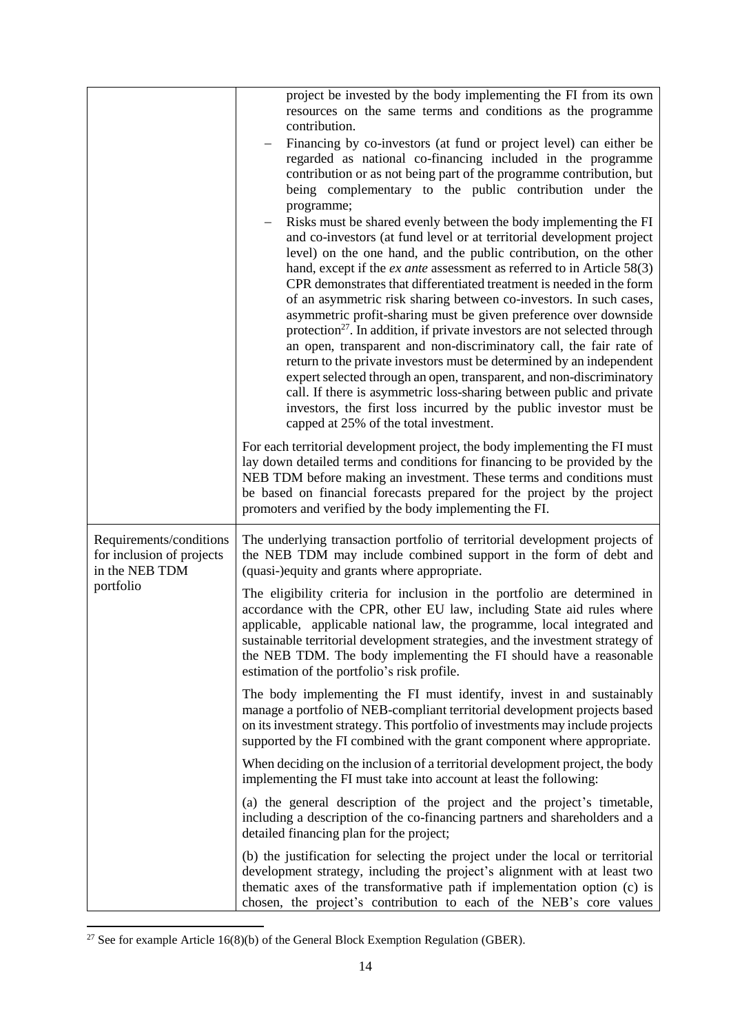| | |
|---|---|
| | project be invested by the body implementing the FI from its own resources on the same terms and conditions as the programme contribution.<br>– Financing by co-investors (at fund or project level) can either be regarded as national co-financing included in the programme contribution or as not being part of the programme contribution, but being complementary to the public contribution under the programme;<br>– Risks must be shared evenly between the body implementing the FI and co-investors (at fund level or at territorial development project level) on the one hand, and the public contribution, on the other hand, except if the *ex ante* assessment as referred to in Article 58(3) CPR demonstrates that differentiated treatment is needed in the form of an asymmetric risk sharing between co-investors. In such cases, asymmetric profit-sharing must be given preference over downside protection[27]. In addition, if private investors are not selected through an open, transparent and non-discriminatory call, the fair rate of return to the private investors must be determined by an independent expert selected through an open, transparent, and non-discriminatory call. If there is asymmetric loss-sharing between public and private investors, the first loss incurred by the public investor must be capped at 25% of the total investment.<br><br>For each territorial development project, the body implementing the FI must lay down detailed terms and conditions for financing to be provided by the NEB TDM before making an investment. These terms and conditions must be based on financial forecasts prepared for the project by the project promoters and verified by the body implementing the FI. |
| Requirements/conditions for inclusion of projects in the NEB TDM portfolio | The underlying transaction portfolio of territorial development projects of the NEB TDM may include combined support in the form of debt and (quasi-)equity and grants where appropriate.<br><br>The eligibility criteria for inclusion in the portfolio are determined in accordance with the CPR, other EU law, including State aid rules where applicable, applicable national law, the programme, local integrated and sustainable territorial development strategies, and the investment strategy of the NEB TDM. The body implementing the FI should have a reasonable estimation of the portfolio's risk profile.<br><br>The body implementing the FI must identify, invest in and sustainably manage a portfolio of NEB-compliant territorial development projects based on its investment strategy. This portfolio of investments may include projects supported by the FI combined with the grant component where appropriate.<br><br>When deciding on the inclusion of a territorial development project, the body implementing the FI must take into account at least the following:<br><br>(a) the general description of the project and the project's timetable, including a description of the co-financing partners and shareholders and a detailed financing plan for the project;<br><br>(b) the justification for selecting the project under the local or territorial development strategy, including the project's alignment with at least two thematic axes of the transformative path if implementation option (c) is chosen, the project's contribution to each of the NEB's core values |

[27] See for example Article 16(8)(b) of the General Block Exemption Regulation (GBER).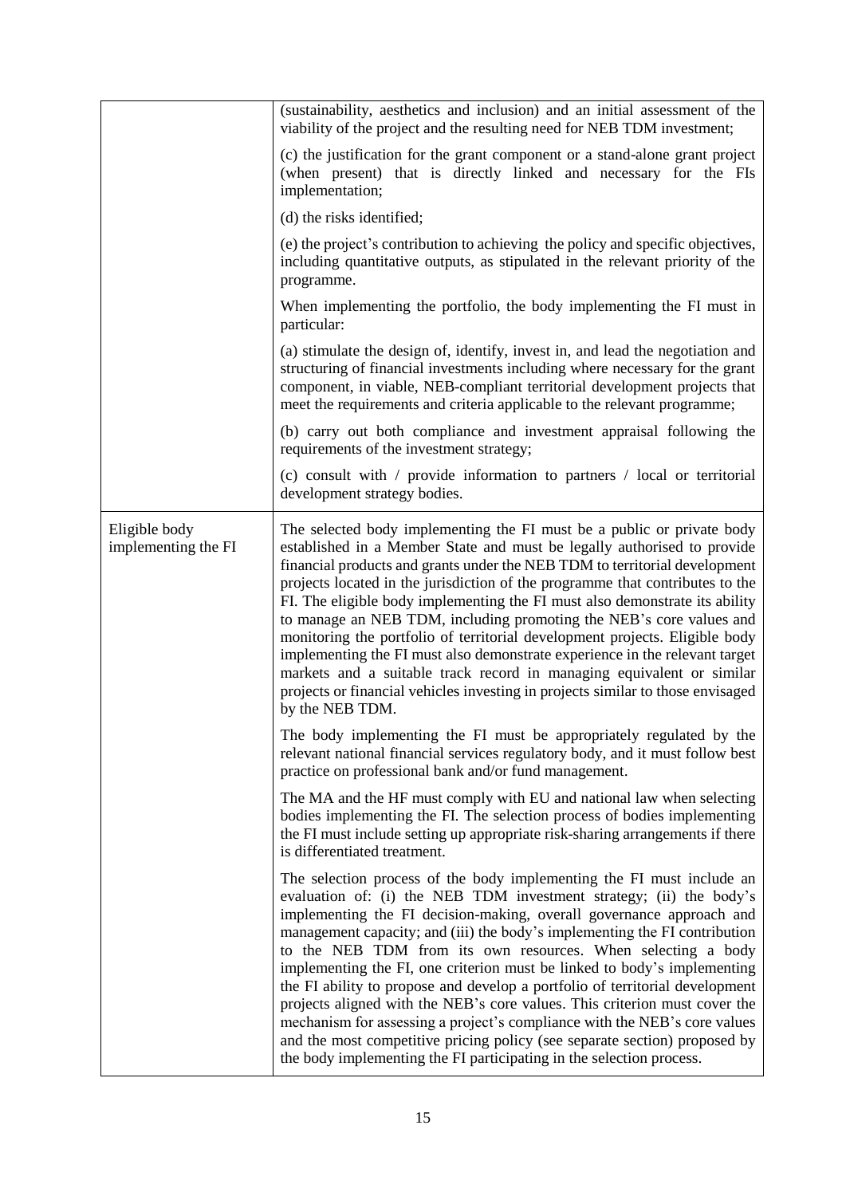| | |
|---|---|
| | (sustainability, aesthetics and inclusion) and an initial assessment of the viability of the project and the resulting need for NEB TDM investment;<br><br>(c) the justification for the grant component or a stand-alone grant project (when present) that is directly linked and necessary for the FIs implementation;<br><br>(d) the risks identified;<br><br>(e) the project's contribution to achieving the policy and specific objectives, including quantitative outputs, as stipulated in the relevant priority of the programme.<br><br>When implementing the portfolio, the body implementing the FI must in particular:<br><br>(a) stimulate the design of, identify, invest in, and lead the negotiation and structuring of financial investments including where necessary for the grant component, in viable, NEB-compliant territorial development projects that meet the requirements and criteria applicable to the relevant programme;<br><br>(b) carry out both compliance and investment appraisal following the requirements of the investment strategy;<br><br>(c) consult with / provide information to partners / local or territorial development strategy bodies. |
| Eligible body implementing the FI | The selected body implementing the FI must be a public or private body established in a Member State and must be legally authorised to provide financial products and grants under the NEB TDM to territorial development projects located in the jurisdiction of the programme that contributes to the FI. The eligible body implementing the FI must also demonstrate its ability to manage an NEB TDM, including promoting the NEB's core values and monitoring the portfolio of territorial development projects. Eligible body implementing the FI must also demonstrate experience in the relevant target markets and a suitable track record in managing equivalent or similar projects or financial vehicles investing in projects similar to those envisaged by the NEB TDM.<br><br>The body implementing the FI must be appropriately regulated by the relevant national financial services regulatory body, and it must follow best practice on professional bank and/or fund management.<br><br>The MA and the HF must comply with EU and national law when selecting bodies implementing the FI. The selection process of bodies implementing the FI must include setting up appropriate risk-sharing arrangements if there is differentiated treatment.<br><br>The selection process of the body implementing the FI must include an evaluation of: (i) the NEB TDM investment strategy; (ii) the body's implementing the FI decision-making, overall governance approach and management capacity; and (iii) the body's implementing the FI contribution to the NEB TDM from its own resources. When selecting a body implementing the FI, one criterion must be linked to body's implementing the FI ability to propose and develop a portfolio of territorial development projects aligned with the NEB's core values. This criterion must cover the mechanism for assessing a project's compliance with the NEB's core values and the most competitive pricing policy (see separate section) proposed by the body implementing the FI participating in the selection process. |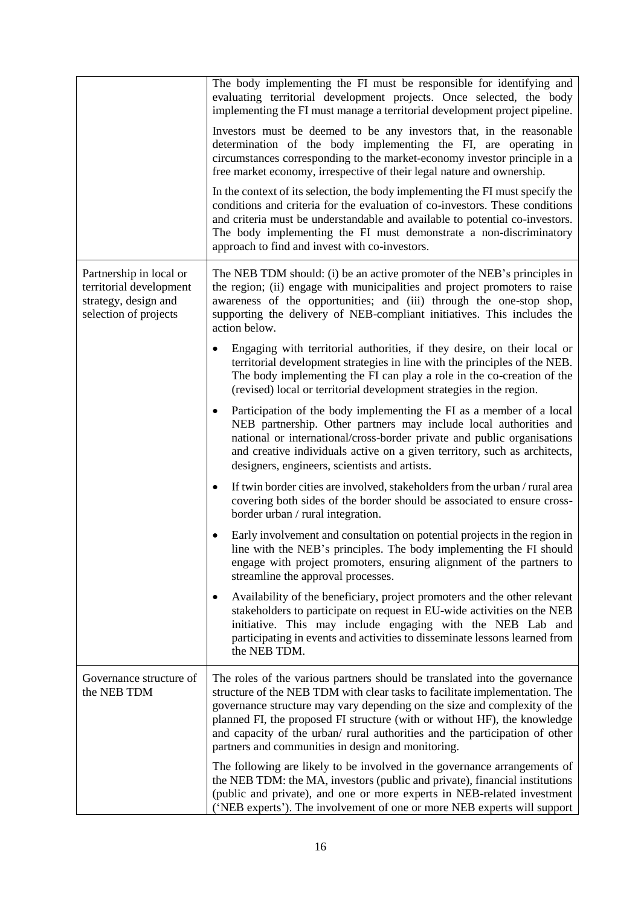| | |
|---|---|
| | The body implementing the FI must be responsible for identifying and evaluating territorial development projects. Once selected, the body implementing the FI must manage a territorial development project pipeline.<br><br>Investors must be deemed to be any investors that, in the reasonable determination of the body implementing the FI, are operating in circumstances corresponding to the market-economy investor principle in a free market economy, irrespective of their legal nature and ownership.<br><br>In the context of its selection, the body implementing the FI must specify the conditions and criteria for the evaluation of co-investors. These conditions and criteria must be understandable and available to potential co-investors. The body implementing the FI must demonstrate a non-discriminatory approach to find and invest with co-investors. |
| Partnership in local or territorial development strategy, design and selection of projects | The NEB TDM should: (i) be an active promoter of the NEB's principles in the region; (ii) engage with municipalities and project promoters to raise awareness of the opportunities; and (iii) through the one-stop shop, supporting the delivery of NEB-compliant initiatives. This includes the action below.<br><br>• Engaging with territorial authorities, if they desire, on their local or territorial development strategies in line with the principles of the NEB. The body implementing the FI can play a role in the co-creation of the (revised) local or territorial development strategies in the region.<br><br>• Participation of the body implementing the FI as a member of a local NEB partnership. Other partners may include local authorities and national or international/cross-border private and public organisations and creative individuals active on a given territory, such as architects, designers, engineers, scientists and artists.<br><br>• If twin border cities are involved, stakeholders from the urban / rural area covering both sides of the border should be associated to ensure cross-border urban / rural integration.<br><br>• Early involvement and consultation on potential projects in the region in line with the NEB's principles. The body implementing the FI should engage with project promoters, ensuring alignment of the partners to streamline the approval processes.<br><br>• Availability of the beneficiary, project promoters and the other relevant stakeholders to participate on request in EU-wide activities on the NEB initiative. This may include engaging with the NEB Lab and participating in events and activities to disseminate lessons learned from the NEB TDM. |
| Governance structure of the NEB TDM | The roles of the various partners should be translated into the governance structure of the NEB TDM with clear tasks to facilitate implementation. The governance structure may vary depending on the size and complexity of the planned FI, the proposed FI structure (with or without HF), the knowledge and capacity of the urban/ rural authorities and the participation of other partners and communities in design and monitoring.<br><br>The following are likely to be involved in the governance arrangements of the NEB TDM: the MA, investors (public and private), financial institutions (public and private), and one or more experts in NEB-related investment ('NEB experts'). The involvement of one or more NEB experts will support |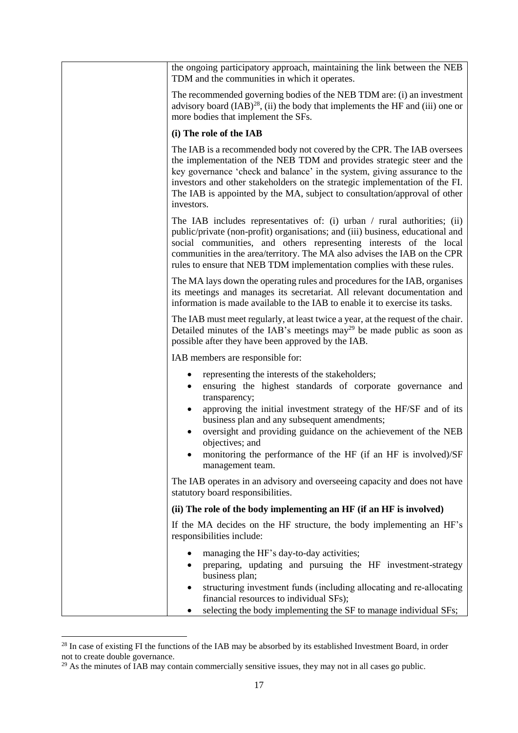the ongoing participatory approach, maintaining the link between the NEB TDM and the communities in which it operates.

The recommended governing bodies of the NEB TDM are: (i) an investment advisory board (IAB)[28], (ii) the body that implements the HF and (iii) one or more bodies that implement the SFs.

**(i) The role of the IAB**

The IAB is a recommended body not covered by the CPR. The IAB oversees the implementation of the NEB TDM and provides strategic steer and the key governance 'check and balance' in the system, giving assurance to the investors and other stakeholders on the strategic implementation of the FI. The IAB is appointed by the MA, subject to consultation/approval of other investors.

The IAB includes representatives of: (i) urban / rural authorities; (ii) public/private (non-profit) organisations; and (iii) business, educational and social communities, and others representing interests of the local communities in the area/territory. The MA also advises the IAB on the CPR rules to ensure that NEB TDM implementation complies with these rules.

The MA lays down the operating rules and procedures for the IAB, organises its meetings and manages its secretariat. All relevant documentation and information is made available to the IAB to enable it to exercise its tasks.

The IAB must meet regularly, at least twice a year, at the request of the chair. Detailed minutes of the IAB's meetings may[29] be made public as soon as possible after they have been approved by the IAB.

IAB members are responsible for:

- representing the interests of the stakeholders;
- ensuring the highest standards of corporate governance and transparency;
- approving the initial investment strategy of the HF/SF and of its business plan and any subsequent amendments;
- oversight and providing guidance on the achievement of the NEB objectives; and
- monitoring the performance of the HF (if an HF is involved)/SF management team.

The IAB operates in an advisory and overseeing capacity and does not have statutory board responsibilities.

**(ii) The role of the body implementing an HF (if an HF is involved)**

If the MA decides on the HF structure, the body implementing an HF's responsibilities include:

- managing the HF's day-to-day activities;
- preparing, updating and pursuing the HF investment-strategy business plan;
- structuring investment funds (including allocating and re-allocating financial resources to individual SFs);
- selecting the body implementing the SF to manage individual SFs;

[28] In case of existing FI the functions of the IAB may be absorbed by its established Investment Board, in order not to create double governance.

[29] As the minutes of IAB may contain commercially sensitive issues, they may not in all cases go public.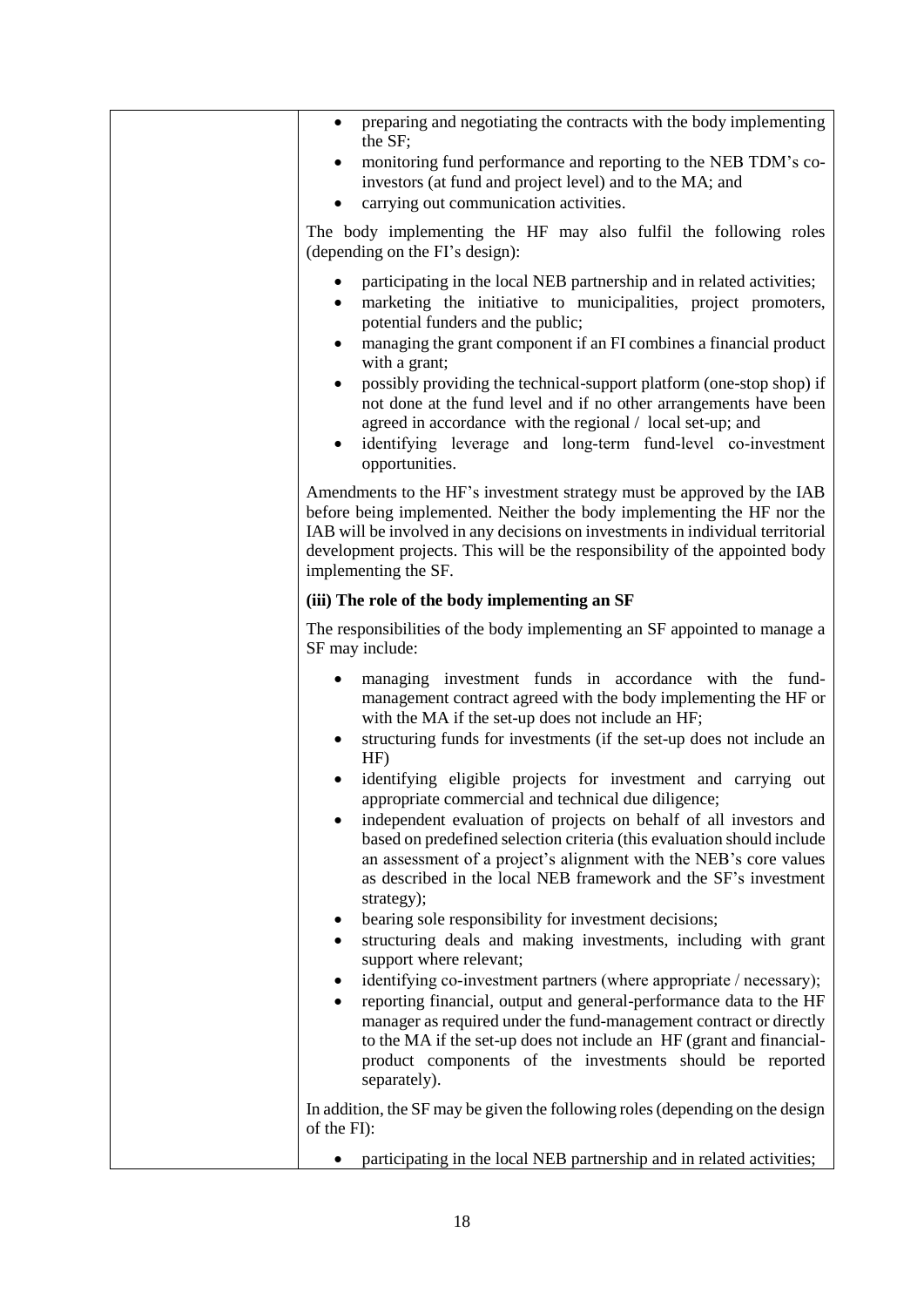- preparing and negotiating the contracts with the body implementing the SF;
- monitoring fund performance and reporting to the NEB TDM's co-investors (at fund and project level) and to the MA; and
- carrying out communication activities.

The body implementing the HF may also fulfil the following roles (depending on the FI's design):

- participating in the local NEB partnership and in related activities;
- marketing the initiative to municipalities, project promoters, potential funders and the public;
- managing the grant component if an FI combines a financial product with a grant;
- possibly providing the technical-support platform (one-stop shop) if not done at the fund level and if no other arrangements have been agreed in accordance with the regional / local set-up; and
- identifying leverage and long-term fund-level co-investment opportunities.

Amendments to the HF's investment strategy must be approved by the IAB before being implemented. Neither the body implementing the HF nor the IAB will be involved in any decisions on investments in individual territorial development projects. This will be the responsibility of the appointed body implementing the SF.

**(iii) The role of the body implementing an SF**

The responsibilities of the body implementing an SF appointed to manage a SF may include:

- managing investment funds in accordance with the fund-management contract agreed with the body implementing the HF or with the MA if the set-up does not include an HF;
- structuring funds for investments (if the set-up does not include an HF)
- identifying eligible projects for investment and carrying out appropriate commercial and technical due diligence;
- independent evaluation of projects on behalf of all investors and based on predefined selection criteria (this evaluation should include an assessment of a project's alignment with the NEB's core values as described in the local NEB framework and the SF's investment strategy);
- bearing sole responsibility for investment decisions;
- structuring deals and making investments, including with grant support where relevant;
- identifying co-investment partners (where appropriate / necessary);
- reporting financial, output and general-performance data to the HF manager as required under the fund-management contract or directly to the MA if the set-up does not include an HF (grant and financial-product components of the investments should be reported separately).

In addition, the SF may be given the following roles (depending on the design of the FI):

- participating in the local NEB partnership and in related activities;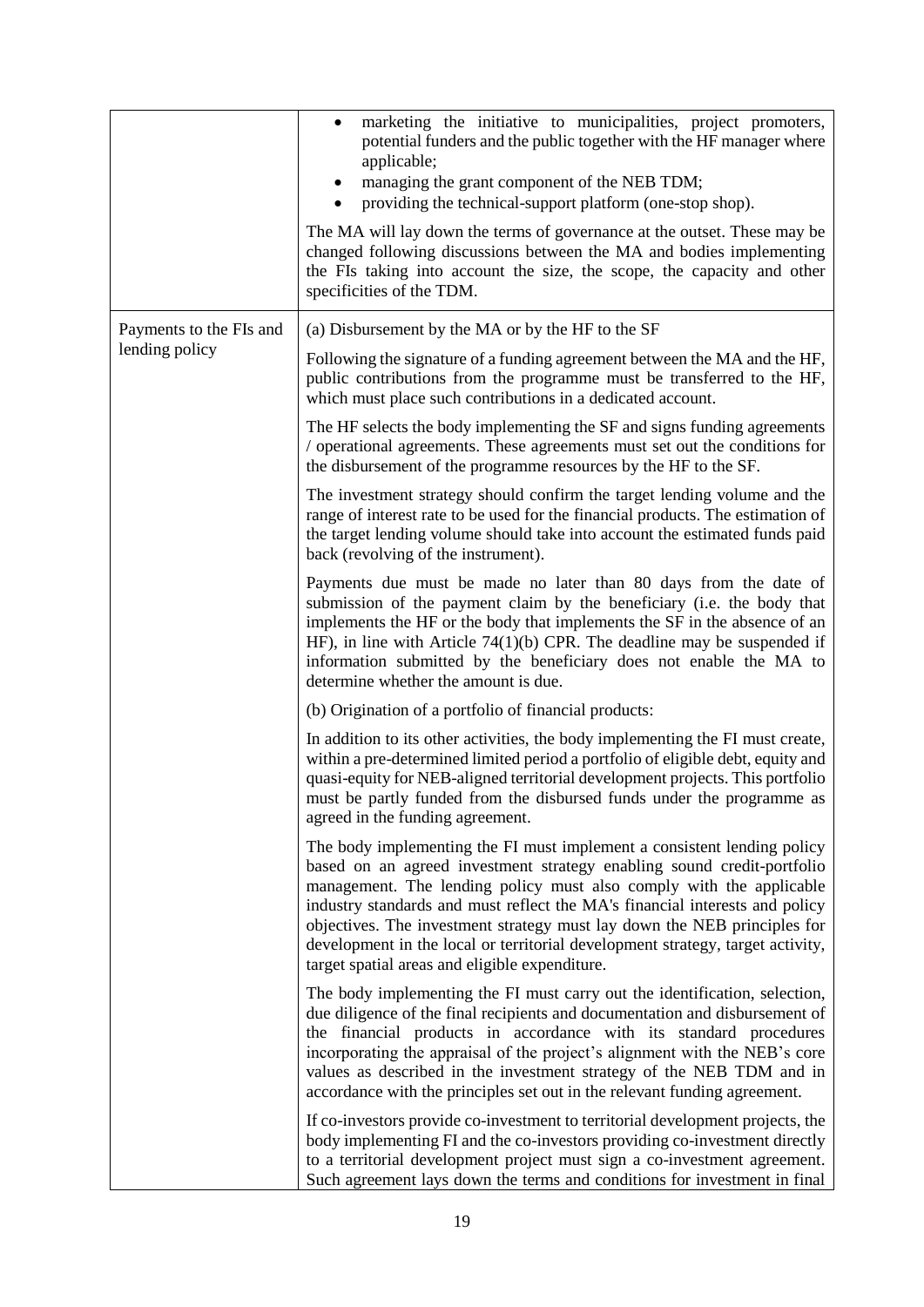| | |
|---|---|
| | • marketing the initiative to municipalities, project promoters, potential funders and the public together with the HF manager where applicable;<br>• managing the grant component of the NEB TDM;<br>• providing the technical-support platform (one-stop shop).<br><br>The MA will lay down the terms of governance at the outset. These may be changed following discussions between the MA and bodies implementing the FIs taking into account the size, the scope, the capacity and other specificities of the TDM. |
| Payments to the FIs and lending policy | (a) Disbursement by the MA or by the HF to the SF<br><br>Following the signature of a funding agreement between the MA and the HF, public contributions from the programme must be transferred to the HF, which must place such contributions in a dedicated account.<br><br>The HF selects the body implementing the SF and signs funding agreements / operational agreements. These agreements must set out the conditions for the disbursement of the programme resources by the HF to the SF.<br><br>The investment strategy should confirm the target lending volume and the range of interest rate to be used for the financial products. The estimation of the target lending volume should take into account the estimated funds paid back (revolving of the instrument).<br><br>Payments due must be made no later than 80 days from the date of submission of the payment claim by the beneficiary (i.e. the body that implements the HF or the body that implements the SF in the absence of an HF), in line with Article 74(1)(b) CPR. The deadline may be suspended if information submitted by the beneficiary does not enable the MA to determine whether the amount is due.<br><br>(b) Origination of a portfolio of financial products:<br><br>In addition to its other activities, the body implementing the FI must create, within a pre-determined limited period a portfolio of eligible debt, equity and quasi-equity for NEB-aligned territorial development projects. This portfolio must be partly funded from the disbursed funds under the programme as agreed in the funding agreement.<br><br>The body implementing the FI must implement a consistent lending policy based on an agreed investment strategy enabling sound credit-portfolio management. The lending policy must also comply with the applicable industry standards and must reflect the MA's financial interests and policy objectives. The investment strategy must lay down the NEB principles for development in the local or territorial development strategy, target activity, target spatial areas and eligible expenditure.<br><br>The body implementing the FI must carry out the identification, selection, due diligence of the final recipients and documentation and disbursement of the financial products in accordance with its standard procedures incorporating the appraisal of the project's alignment with the NEB's core values as described in the investment strategy of the NEB TDM and in accordance with the principles set out in the relevant funding agreement.<br><br>If co-investors provide co-investment to territorial development projects, the body implementing FI and the co-investors providing co-investment directly to a territorial development project must sign a co-investment agreement. Such agreement lays down the terms and conditions for investment in final |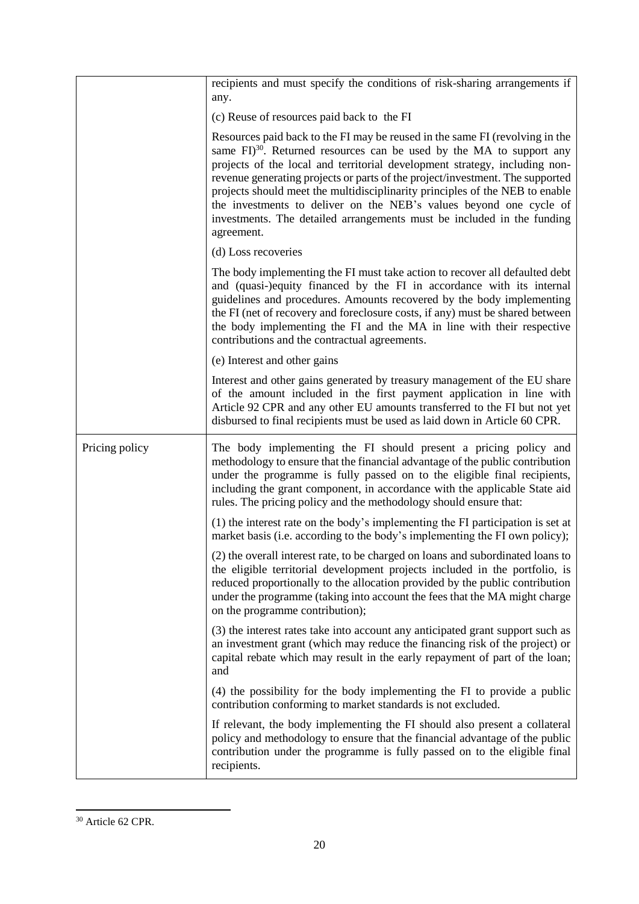| | |
|---|---|
| | recipients and must specify the conditions of risk-sharing arrangements if any.<br><br>(c) Reuse of resources paid back to the FI<br><br>Resources paid back to the FI may be reused in the same FI (revolving in the same FI)[30]. Returned resources can be used by the MA to support any projects of the local and territorial development strategy, including non-revenue generating projects or parts of the project/investment. The supported projects should meet the multidisciplinarity principles of the NEB to enable the investments to deliver on the NEB's values beyond one cycle of investments. The detailed arrangements must be included in the funding agreement.<br><br>(d) Loss recoveries<br><br>The body implementing the FI must take action to recover all defaulted debt and (quasi-)equity financed by the FI in accordance with its internal guidelines and procedures. Amounts recovered by the body implementing the FI (net of recovery and foreclosure costs, if any) must be shared between the body implementing the FI and the MA in line with their respective contributions and the contractual agreements.<br><br>(e) Interest and other gains<br><br>Interest and other gains generated by treasury management of the EU share of the amount included in the first payment application in line with Article 92 CPR and any other EU amounts transferred to the FI but not yet disbursed to final recipients must be used as laid down in Article 60 CPR. |
| Pricing policy | The body implementing the FI should present a pricing policy and methodology to ensure that the financial advantage of the public contribution under the programme is fully passed on to the eligible final recipients, including the grant component, in accordance with the applicable State aid rules. The pricing policy and the methodology should ensure that:<br><br>(1) the interest rate on the body's implementing the FI participation is set at market basis (i.e. according to the body's implementing the FI own policy);<br><br>(2) the overall interest rate, to be charged on loans and subordinated loans to the eligible territorial development projects included in the portfolio, is reduced proportionally to the allocation provided by the public contribution under the programme (taking into account the fees that the MA might charge on the programme contribution);<br><br>(3) the interest rates take into account any anticipated grant support such as an investment grant (which may reduce the financing risk of the project) or capital rebate which may result in the early repayment of part of the loan; and<br><br>(4) the possibility for the body implementing the FI to provide a public contribution conforming to market standards is not excluded.<br><br>If relevant, the body implementing the FI should also present a collateral policy and methodology to ensure that the financial advantage of the public contribution under the programme is fully passed on to the eligible final recipients. |

[30] Article 62 CPR.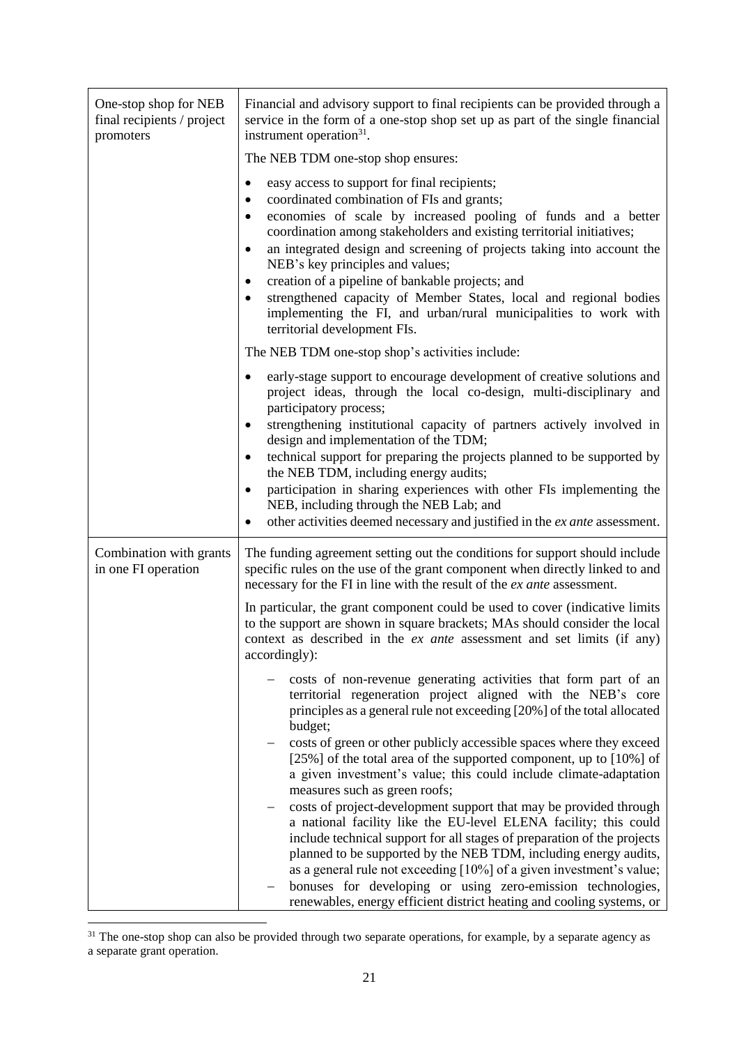| | |
|---|---|
| One-stop shop for NEB final recipients / project promoters | Financial and advisory support to final recipients can be provided through a service in the form of a one-stop shop set up as part of the single financial instrument operation[31].<br><br>The NEB TDM one-stop shop ensures:<br><br>• easy access to support for final recipients;<br>• coordinated combination of FIs and grants;<br>• economies of scale by increased pooling of funds and a better coordination among stakeholders and existing territorial initiatives;<br>• an integrated design and screening of projects taking into account the NEB's key principles and values;<br>• creation of a pipeline of bankable projects; and<br>• strengthened capacity of Member States, local and regional bodies implementing the FI, and urban/rural municipalities to work with territorial development FIs.<br><br>The NEB TDM one-stop shop's activities include:<br><br>• early-stage support to encourage development of creative solutions and project ideas, through the local co-design, multi-disciplinary and participatory process;<br>• strengthening institutional capacity of partners actively involved in design and implementation of the TDM;<br>• technical support for preparing the projects planned to be supported by the NEB TDM, including energy audits;<br>• participation in sharing experiences with other FIs implementing the NEB, including through the NEB Lab; and<br>• other activities deemed necessary and justified in the *ex ante* assessment. |
| Combination with grants in one FI operation | The funding agreement setting out the conditions for support should include specific rules on the use of the grant component when directly linked to and necessary for the FI in line with the result of the *ex ante* assessment.<br><br>In particular, the grant component could be used to cover (indicative limits to the support are shown in square brackets; MAs should consider the local context as described in the *ex ante* assessment and set limits (if any) accordingly):<br><br>– costs of non-revenue generating activities that form part of an territorial regeneration project aligned with the NEB's core principles as a general rule not exceeding [20%] of the total allocated budget;<br>– costs of green or other publicly accessible spaces where they exceed [25%] of the total area of the supported component, up to [10%] of a given investment's value; this could include climate-adaptation measures such as green roofs;<br>– costs of project-development support that may be provided through a national facility like the EU-level ELENA facility; this could include technical support for all stages of preparation of the projects planned to be supported by the NEB TDM, including energy audits, as a general rule not exceeding [10%] of a given investment's value;<br>– bonuses for developing or using zero-emission technologies, renewables, energy efficient district heating and cooling systems, or |

[31] The one-stop shop can also be provided through two separate operations, for example, by a separate agency as a separate grant operation.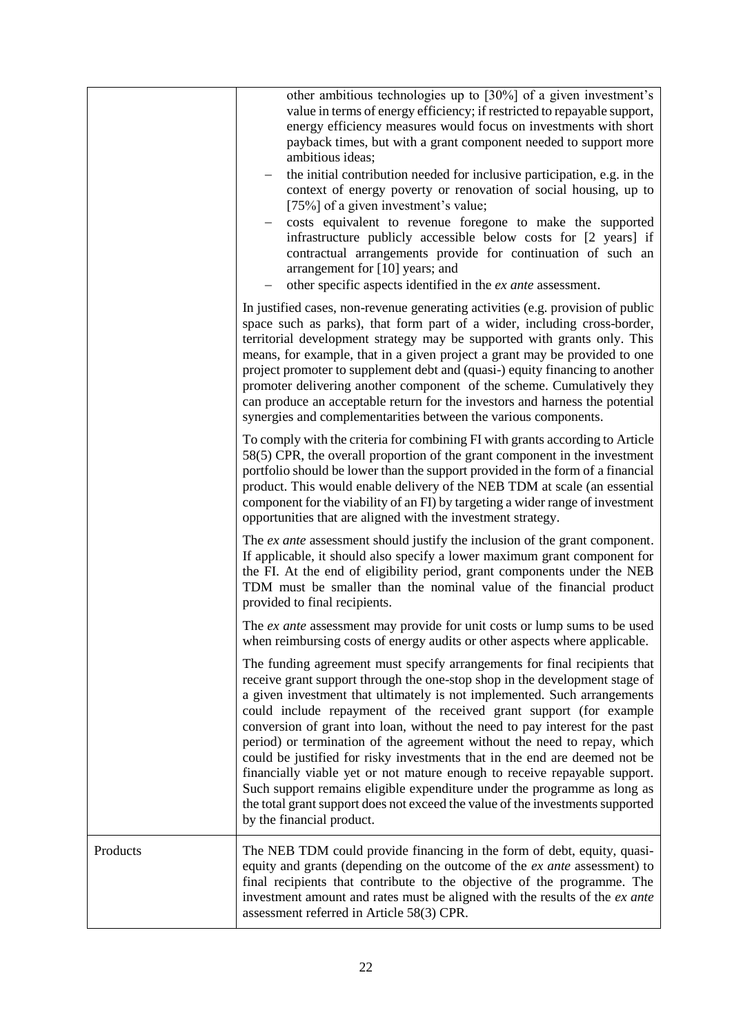| | |
|---|---|
| | – other ambitious technologies up to [30%] of a given investment's value in terms of energy efficiency; if restricted to repayable support, energy efficiency measures would focus on investments with short payback times, but with a grant component needed to support more ambitious ideas;<br>– the initial contribution needed for inclusive participation, e.g. in the context of energy poverty or renovation of social housing, up to [75%] of a given investment's value;<br>– costs equivalent to revenue foregone to make the supported infrastructure publicly accessible below costs for [2 years] if contractual arrangements provide for continuation of such an arrangement for [10] years; and<br>– other specific aspects identified in the *ex ante* assessment.<br><br>In justified cases, non-revenue generating activities (e.g. provision of public space such as parks), that form part of a wider, including cross-border, territorial development strategy may be supported with grants only. This means, for example, that in a given project a grant may be provided to one project promoter to supplement debt and (quasi-) equity financing to another promoter delivering another component of the scheme. Cumulatively they can produce an acceptable return for the investors and harness the potential synergies and complementarities between the various components.<br><br>To comply with the criteria for combining FI with grants according to Article 58(5) CPR, the overall proportion of the grant component in the investment portfolio should be lower than the support provided in the form of a financial product. This would enable delivery of the NEB TDM at scale (an essential component for the viability of an FI) by targeting a wider range of investment opportunities that are aligned with the investment strategy.<br><br>The *ex ante* assessment should justify the inclusion of the grant component. If applicable, it should also specify a lower maximum grant component for the FI. At the end of eligibility period, grant components under the NEB TDM must be smaller than the nominal value of the financial product provided to final recipients.<br><br>The *ex ante* assessment may provide for unit costs or lump sums to be used when reimbursing costs of energy audits or other aspects where applicable.<br><br>The funding agreement must specify arrangements for final recipients that receive grant support through the one-stop shop in the development stage of a given investment that ultimately is not implemented. Such arrangements could include repayment of the received grant support (for example conversion of grant into loan, without the need to pay interest for the past period) or termination of the agreement without the need to repay, which could be justified for risky investments that in the end are deemed not be financially viable yet or not mature enough to receive repayable support. Such support remains eligible expenditure under the programme as long as the total grant support does not exceed the value of the investments supported by the financial product. |
| Products | The NEB TDM could provide financing in the form of debt, equity, quasi-equity and grants (depending on the outcome of the *ex ante* assessment) to final recipients that contribute to the objective of the programme. The investment amount and rates must be aligned with the results of the *ex ante* assessment referred in Article 58(3) CPR. |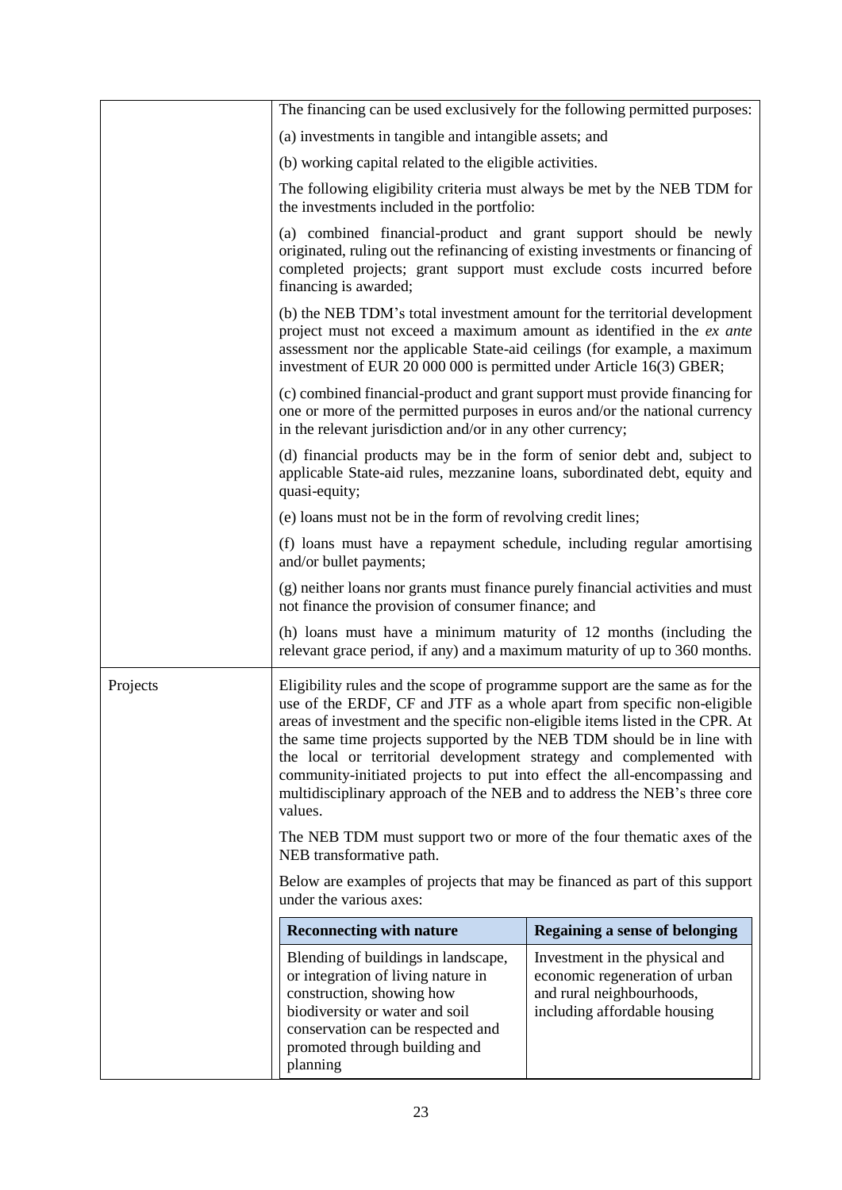| | |
|---|---|
| | The financing can be used exclusively for the following permitted purposes:<br><br>(a) investments in tangible and intangible assets; and<br><br>(b) working capital related to the eligible activities.<br><br>The following eligibility criteria must always be met by the NEB TDM for the investments included in the portfolio:<br><br>(a) combined financial-product and grant support should be newly originated, ruling out the refinancing of existing investments or financing of completed projects; grant support must exclude costs incurred before financing is awarded;<br><br>(b) the NEB TDM's total investment amount for the territorial development project must not exceed a maximum amount as identified in the *ex ante* assessment nor the applicable State-aid ceilings (for example, a maximum investment of EUR 20 000 000 is permitted under Article 16(3) GBER;<br><br>(c) combined financial-product and grant support must provide financing for one or more of the permitted purposes in euros and/or the national currency in the relevant jurisdiction and/or in any other currency;<br><br>(d) financial products may be in the form of senior debt and, subject to applicable State-aid rules, mezzanine loans, subordinated debt, equity and quasi-equity;<br><br>(e) loans must not be in the form of revolving credit lines;<br><br>(f) loans must have a repayment schedule, including regular amortising and/or bullet payments;<br><br>(g) neither loans nor grants must finance purely financial activities and must not finance the provision of consumer finance; and<br><br>(h) loans must have a minimum maturity of 12 months (including the relevant grace period, if any) and a maximum maturity of up to 360 months. |
| Projects | Eligibility rules and the scope of programme support are the same as for the use of the ERDF, CF and JTF as a whole apart from specific non-eligible areas of investment and the specific non-eligible items listed in the CPR. At the same time projects supported by the NEB TDM should be in line with the local or territorial development strategy and complemented with community-initiated projects to put into effect the all-encompassing and multidisciplinary approach of the NEB and to address the NEB's three core values.<br><br>The NEB TDM must support two or more of the four thematic axes of the NEB transformative path.<br><br>Below are examples of projects that may be financed as part of this support under the various axes: |

| **Reconnecting with nature** | **Regaining a sense of belonging** |
|---|---|
| Blending of buildings in landscape, or integration of living nature in construction, showing how biodiversity or water and soil conservation can be respected and promoted through building and planning | Investment in the physical and economic regeneration of urban and rural neighbourhoods, including affordable housing |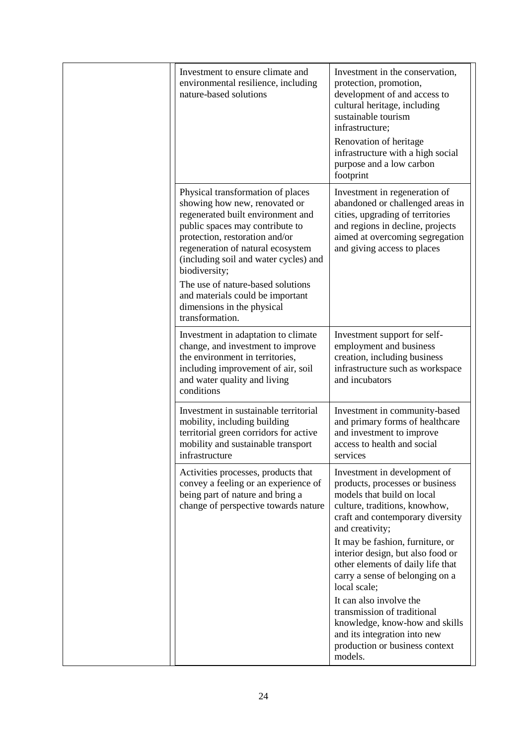|  | Investment to ensure climate and environmental resilience, including nature-based solutions | Investment in the conservation, protection, promotion, development of and access to cultural heritage, including sustainable tourism infrastructure;<br>Renovation of heritage infrastructure with a high social purpose and a low carbon footprint |
|---|---|---|
|  | Physical transformation of places showing how new, renovated or regenerated built environment and public spaces may contribute to protection, restoration and/or regeneration of natural ecosystem (including soil and water cycles) and biodiversity;<br>The use of nature-based solutions and materials could be important dimensions in the physical transformation. | Investment in regeneration of abandoned or challenged areas in cities, upgrading of territories and regions in decline, projects aimed at overcoming segregation and giving access to places |
|  | Investment in adaptation to climate change, and investment to improve the environment in territories, including improvement of air, soil and water quality and living conditions | Investment support for self-employment and business creation, including business infrastructure such as workspace and incubators |
|  | Investment in sustainable territorial mobility, including building territorial green corridors for active mobility and sustainable transport infrastructure | Investment in community-based and primary forms of healthcare and investment to improve access to health and social services |
|  | Activities processes, products that convey a feeling or an experience of being part of nature and bring a change of perspective towards nature | Investment in development of products, processes or business models that build on local culture, traditions, knowhow, craft and contemporary diversity and creativity;<br>It may be fashion, furniture, or interior design, but also food or other elements of daily life that carry a sense of belonging on a local scale;<br>It can also involve the transmission of traditional knowledge, know-how and skills and its integration into new production or business context models. |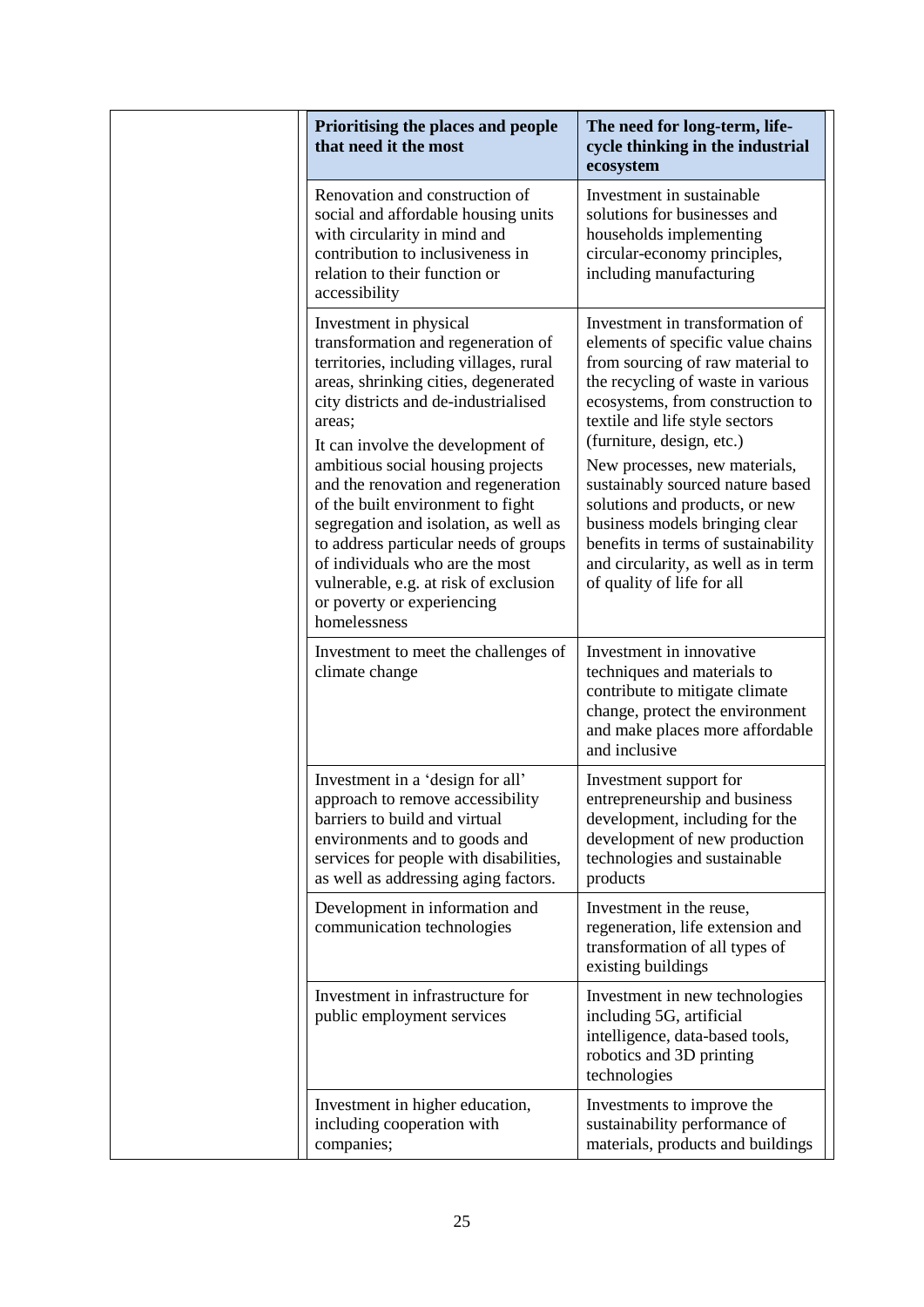| Prioritising the places and people that need it the most | The need for long-term, life-cycle thinking in the industrial ecosystem |
|---|---|
| Renovation and construction of social and affordable housing units with circularity in mind and contribution to inclusiveness in relation to their function or accessibility | Investment in sustainable solutions for businesses and households implementing circular-economy principles, including manufacturing |
| Investment in physical transformation and regeneration of territories, including villages, rural areas, shrinking cities, degenerated city districts and de-industrialised areas;<br>It can involve the development of ambitious social housing projects and the renovation and regeneration of the built environment to fight segregation and isolation, as well as to address particular needs of groups of individuals who are the most vulnerable, e.g. at risk of exclusion or poverty or experiencing homelessness | Investment in transformation of elements of specific value chains from sourcing of raw material to the recycling of waste in various ecosystems, from construction to textile and life style sectors (furniture, design, etc.)<br>New processes, new materials, sustainably sourced nature based solutions and products, or new business models bringing clear benefits in terms of sustainability and circularity, as well as in term of quality of life for all |
| Investment to meet the challenges of climate change | Investment in innovative techniques and materials to contribute to mitigate climate change, protect the environment and make places more affordable and inclusive |
| Investment in a 'design for all' approach to remove accessibility barriers to build and virtual environments and to goods and services for people with disabilities, as well as addressing aging factors. | Investment support for entrepreneurship and business development, including for the development of new production technologies and sustainable products |
| Development in information and communication technologies | Investment in the reuse, regeneration, life extension and transformation of all types of existing buildings |
| Investment in infrastructure for public employment services | Investment in new technologies including 5G, artificial intelligence, data-based tools, robotics and 3D printing technologies |
| Investment in higher education, including cooperation with companies; | Investments to improve the sustainability performance of materials, products and buildings |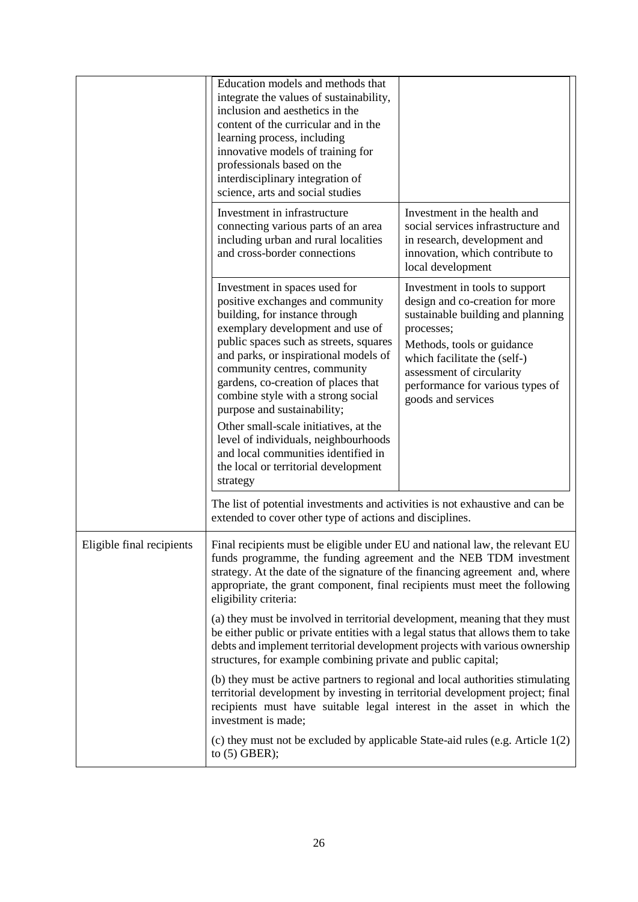| | | |
|---|---|---|
| | Education models and methods that integrate the values of sustainability, inclusion and aesthetics in the content of the curricular and in the learning process, including innovative models of training for professionals based on the interdisciplinary integration of science, arts and social studies | |
| | Investment in infrastructure connecting various parts of an area including urban and rural localities and cross-border connections | Investment in the health and social services infrastructure and in research, development and innovation, which contribute to local development |
| | Investment in spaces used for positive exchanges and community building, for instance through exemplary development and use of public spaces such as streets, squares and parks, or inspirational models of community centres, community gardens, co-creation of places that combine style with a strong social purpose and sustainability;<br><br>Other small-scale initiatives, at the level of individuals, neighbourhoods and local communities identified in the local or territorial development strategy | Investment in tools to support design and co-creation for more sustainable building and planning processes;<br><br>Methods, tools or guidance which facilitate the (self-) assessment of circularity performance for various types of goods and services |
| | The list of potential investments and activities is not exhaustive and can be extended to cover other type of actions and disciplines. | |
| Eligible final recipients | Final recipients must be eligible under EU and national law, the relevant EU funds programme, the funding agreement and the NEB TDM investment strategy. At the date of the signature of the financing agreement and, where appropriate, the grant component, final recipients must meet the following eligibility criteria:<br><br>(a) they must be involved in territorial development, meaning that they must be either public or private entities with a legal status that allows them to take debts and implement territorial development projects with various ownership structures, for example combining private and public capital;<br><br>(b) they must be active partners to regional and local authorities stimulating territorial development by investing in territorial development project; final recipients must have suitable legal interest in the asset in which the investment is made;<br><br>(c) they must not be excluded by applicable State-aid rules (e.g. Article 1(2) to (5) GBER); | |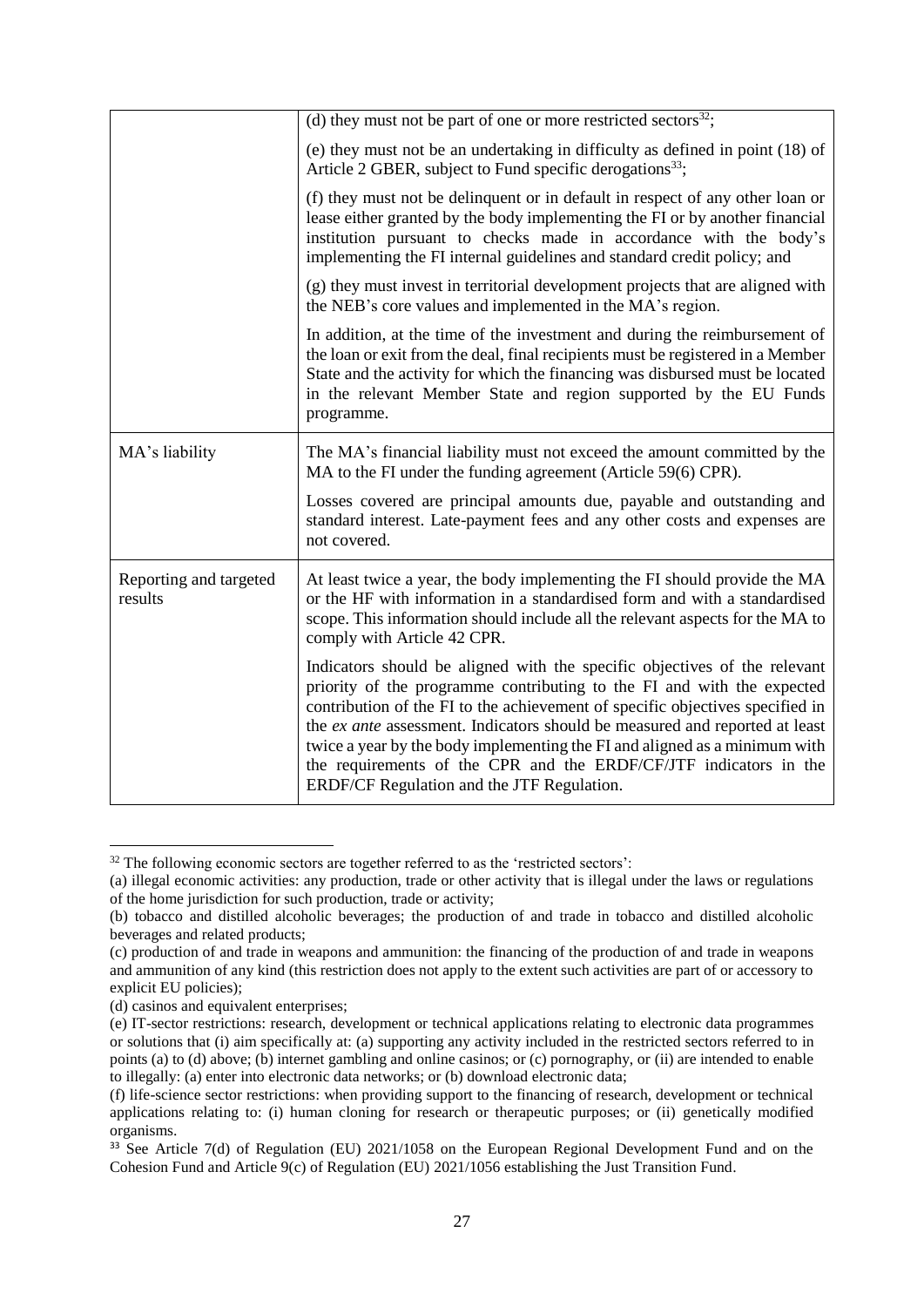| | |
|---|---|
| | (d) they must not be part of one or more restricted sectors[32];<br><br>(e) they must not be an undertaking in difficulty as defined in point (18) of Article 2 GBER, subject to Fund specific derogations[33];<br><br>(f) they must not be delinquent or in default in respect of any other loan or lease either granted by the body implementing the FI or by another financial institution pursuant to checks made in accordance with the body's implementing the FI internal guidelines and standard credit policy; and<br><br>(g) they must invest in territorial development projects that are aligned with the NEB's core values and implemented in the MA's region.<br><br>In addition, at the time of the investment and during the reimbursement of the loan or exit from the deal, final recipients must be registered in a Member State and the activity for which the financing was disbursed must be located in the relevant Member State and region supported by the EU Funds programme. |
| MA's liability | The MA's financial liability must not exceed the amount committed by the MA to the FI under the funding agreement (Article 59(6) CPR).<br><br>Losses covered are principal amounts due, payable and outstanding and standard interest. Late-payment fees and any other costs and expenses are not covered. |
| Reporting and targeted results | At least twice a year, the body implementing the FI should provide the MA or the HF with information in a standardised form and with a standardised scope. This information should include all the relevant aspects for the MA to comply with Article 42 CPR.<br><br>Indicators should be aligned with the specific objectives of the relevant priority of the programme contributing to the FI and with the expected contribution of the FI to the achievement of specific objectives specified in the *ex ante* assessment. Indicators should be measured and reported at least twice a year by the body implementing the FI and aligned as a minimum with the requirements of the CPR and the ERDF/CF/JTF indicators in the ERDF/CF Regulation and the JTF Regulation. |

[32] The following economic sectors are together referred to as the 'restricted sectors':
(a) illegal economic activities: any production, trade or other activity that is illegal under the laws or regulations of the home jurisdiction for such production, trade or activity;
(b) tobacco and distilled alcoholic beverages; the production of and trade in tobacco and distilled alcoholic beverages and related products;
(c) production of and trade in weapons and ammunition: the financing of the production of and trade in weapons and ammunition of any kind (this restriction does not apply to the extent such activities are part of or accessory to explicit EU policies);
(d) casinos and equivalent enterprises;
(e) IT-sector restrictions: research, development or technical applications relating to electronic data programmes or solutions that (i) aim specifically at: (a) supporting any activity included in the restricted sectors referred to in points (a) to (d) above; (b) internet gambling and online casinos; or (c) pornography, or (ii) are intended to enable to illegally: (a) enter into electronic data networks; or (b) download electronic data;
(f) life-science sector restrictions: when providing support to the financing of research, development or technical applications relating to: (i) human cloning for research or therapeutic purposes; or (ii) genetically modified organisms.

[33] See Article 7(d) of Regulation (EU) 2021/1058 on the European Regional Development Fund and on the Cohesion Fund and Article 9(c) of Regulation (EU) 2021/1056 establishing the Just Transition Fund.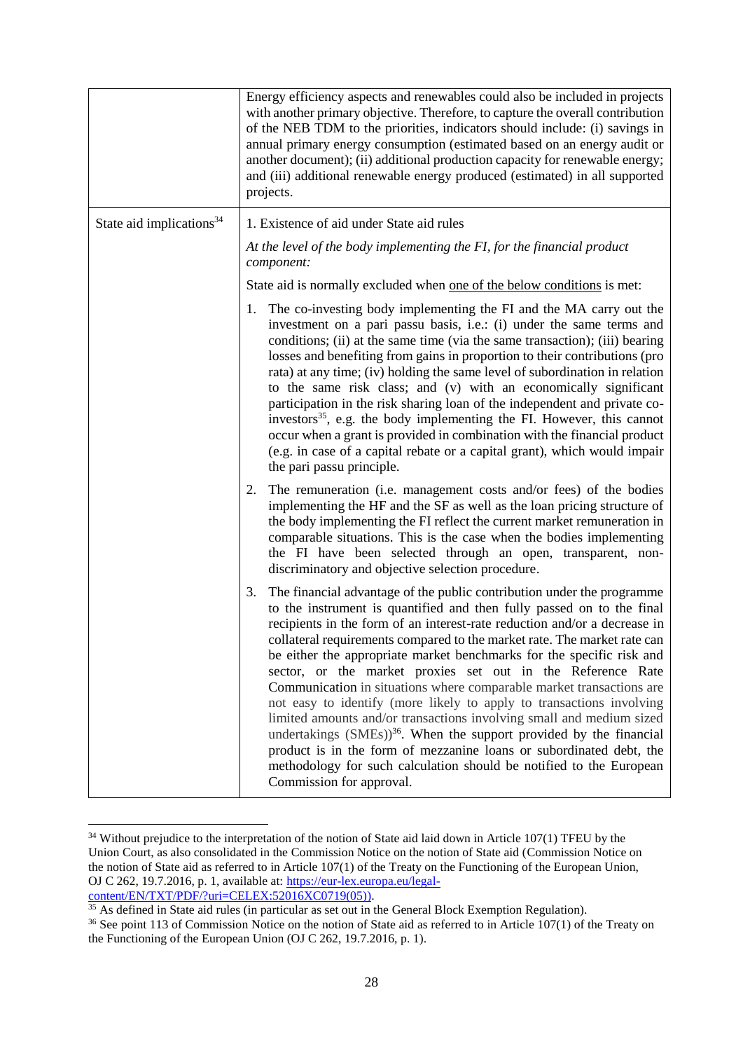| | |
|---|---|
| | Energy efficiency aspects and renewables could also be included in projects with another primary objective. Therefore, to capture the overall contribution of the NEB TDM to the priorities, indicators should include: (i) savings in annual primary energy consumption (estimated based on an energy audit or another document); (ii) additional production capacity for renewable energy; and (iii) additional renewable energy produced (estimated) in all supported projects. |
| State aid implications[34] | 1. Existence of aid under State aid rules<br><br>*At the level of the body implementing the FI, for the financial product component:*<br><br>State aid is normally excluded when one of the below conditions is met:<br><br>1. The co-investing body implementing the FI and the MA carry out the investment on a pari passu basis, i.e.: (i) under the same terms and conditions; (ii) at the same time (via the same transaction); (iii) bearing losses and benefiting from gains in proportion to their contributions (pro rata) at any time; (iv) holding the same level of subordination in relation to the same risk class; and (v) with an economically significant participation in the risk sharing loan of the independent and private co-investors[35], e.g. the body implementing the FI. However, this cannot occur when a grant is provided in combination with the financial product (e.g. in case of a capital rebate or a capital grant), which would impair the pari passu principle.<br><br>2. The remuneration (i.e. management costs and/or fees) of the bodies implementing the HF and the SF as well as the loan pricing structure of the body implementing the FI reflect the current market remuneration in comparable situations. This is the case when the bodies implementing the FI have been selected through an open, transparent, non-discriminatory and objective selection procedure.<br><br>3. The financial advantage of the public contribution under the programme to the instrument is quantified and then fully passed on to the final recipients in the form of an interest-rate reduction and/or a decrease in collateral requirements compared to the market rate. The market rate can be either the appropriate market benchmarks for the specific risk and sector, or the market proxies set out in the Reference Rate Communication in situations where comparable market transactions are not easy to identify (more likely to apply to transactions involving limited amounts and/or transactions involving small and medium sized undertakings (SMEs))[36]. When the support provided by the financial product is in the form of mezzanine loans or subordinated debt, the methodology for such calculation should be notified to the European Commission for approval. |

[34] Without prejudice to the interpretation of the notion of State aid laid down in Article 107(1) TFEU by the Union Court, as also consolidated in the Commission Notice on the notion of State aid (Commission Notice on the notion of State aid as referred to in Article 107(1) of the Treaty on the Functioning of the European Union, OJ C 262, 19.7.2016, p. 1, available at: https://eur-lex.europa.eu/legal-content/EN/TXT/PDF/?uri=CELEX:52016XC0719(05)).

[35] As defined in State aid rules (in particular as set out in the General Block Exemption Regulation).

[36] See point 113 of Commission Notice on the notion of State aid as referred to in Article 107(1) of the Treaty on the Functioning of the European Union (OJ C 262, 19.7.2016, p. 1).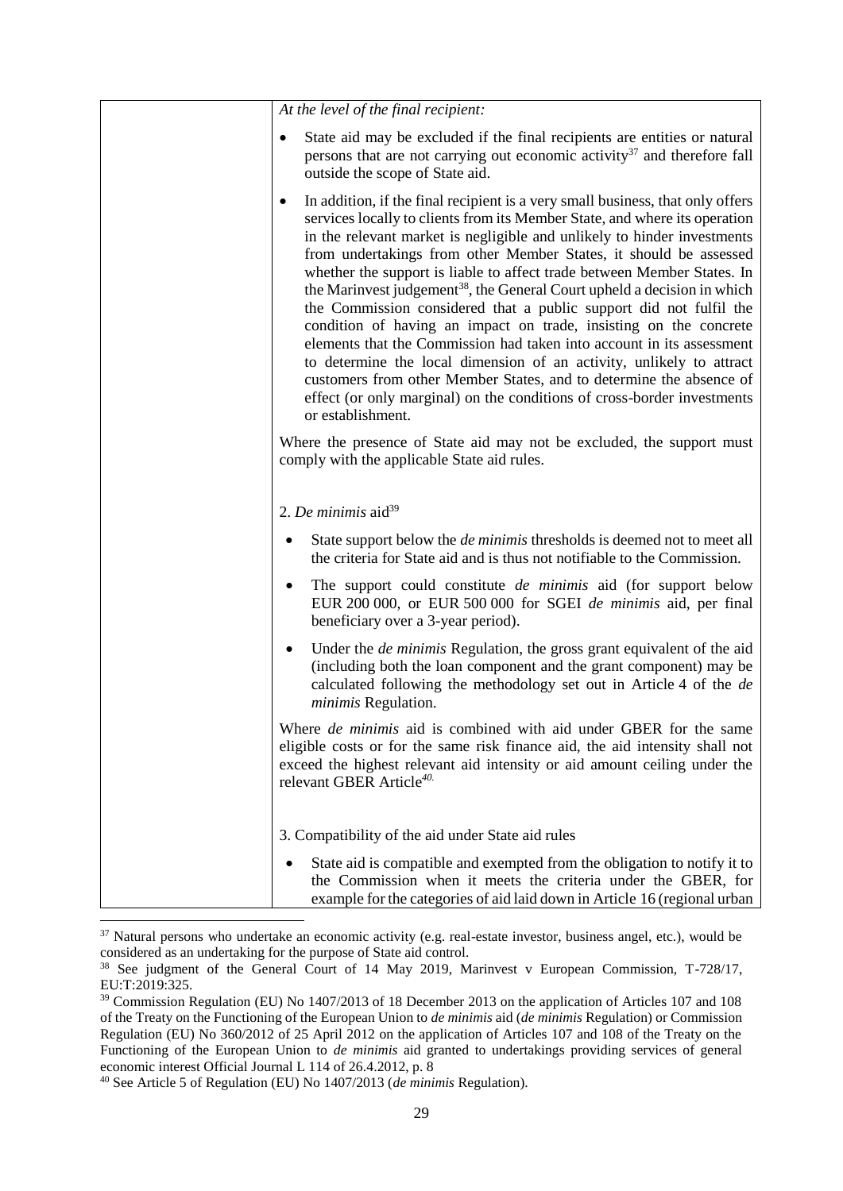| | *At the level of the final recipient:*<br><br>• State aid may be excluded if the final recipients are entities or natural persons that are not carrying out economic activity[37] and therefore fall outside the scope of State aid.<br><br>• In addition, if the final recipient is a very small business, that only offers services locally to clients from its Member State, and where its operation in the relevant market is negligible and unlikely to hinder investments from undertakings from other Member States, it should be assessed whether the support is liable to affect trade between Member States. In the Marinvest judgement[38], the General Court upheld a decision in which the Commission considered that a public support did not fulfil the condition of having an impact on trade, insisting on the concrete elements that the Commission had taken into account in its assessment to determine the local dimension of an activity, unlikely to attract customers from other Member States, and to determine the absence of effect (or only marginal) on the conditions of cross-border investments or establishment.<br><br>Where the presence of State aid may not be excluded, the support must comply with the applicable State aid rules.<br><br>2. *De minimis* aid[39]<br><br>• State support below the *de minimis* thresholds is deemed not to meet all the criteria for State aid and is thus not notifiable to the Commission.<br><br>• The support could constitute *de minimis* aid (for support below EUR 200 000, or EUR 500 000 for SGEI *de minimis* aid, per final beneficiary over a 3-year period).<br><br>• Under the *de minimis* Regulation, the gross grant equivalent of the aid (including both the loan component and the grant component) may be calculated following the methodology set out in Article 4 of the *de minimis* Regulation.<br><br>Where *de minimis* aid is combined with aid under GBER for the same eligible costs or for the same risk finance aid, the aid intensity shall not exceed the highest relevant aid intensity or aid amount ceiling under the relevant GBER Article[40].<br><br>3. Compatibility of the aid under State aid rules<br><br>• State aid is compatible and exempted from the obligation to notify it to the Commission when it meets the criteria under the GBER, for example for the categories of aid laid down in Article 16 (regional urban |
|---|---|

[37] Natural persons who undertake an economic activity (e.g. real-estate investor, business angel, etc.), would be considered as an undertaking for the purpose of State aid control.

[38] See judgment of the General Court of 14 May 2019, Marinvest v European Commission, T-728/17, EU:T:2019:325.

[39] Commission Regulation (EU) No 1407/2013 of 18 December 2013 on the application of Articles 107 and 108 of the Treaty on the Functioning of the European Union to *de minimis* aid (*de minimis* Regulation) or Commission Regulation (EU) No 360/2012 of 25 April 2012 on the application of Articles 107 and 108 of the Treaty on the Functioning of the European Union to *de minimis* aid granted to undertakings providing services of general economic interest Official Journal L 114 of 26.4.2012, p. 8

[40] See Article 5 of Regulation (EU) No 1407/2013 (*de minimis* Regulation).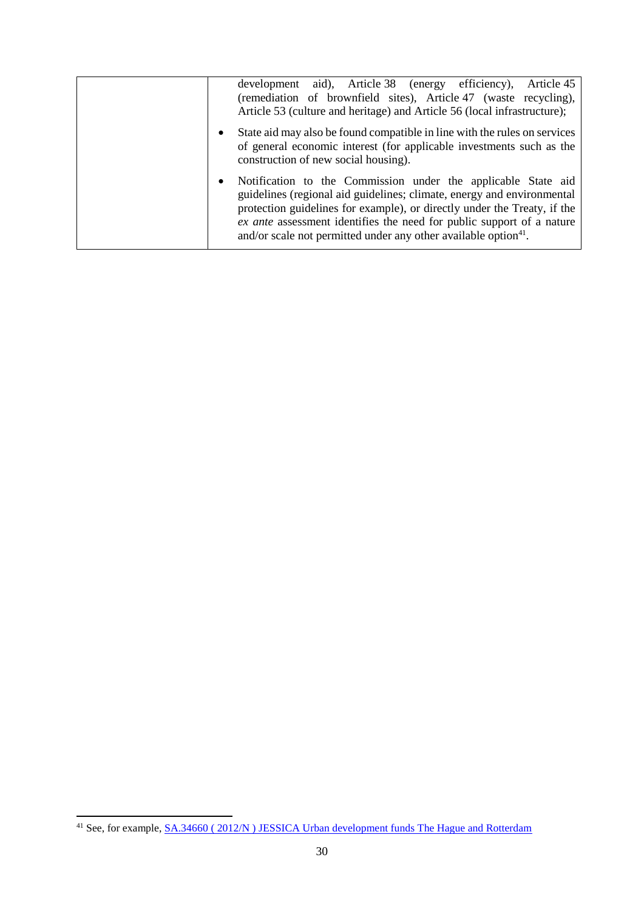| | |
|---|---|
| | development aid), Article 38 (energy efficiency), Article 45 (remediation of brownfield sites), Article 47 (waste recycling), Article 53 (culture and heritage) and Article 56 (local infrastructure);<br>• State aid may also be found compatible in line with the rules on services of general economic interest (for applicable investments such as the construction of new social housing).<br>• Notification to the Commission under the applicable State aid guidelines (regional aid guidelines; climate, energy and environmental protection guidelines for example), or directly under the Treaty, if the *ex ante* assessment identifies the need for public support of a nature and/or scale not permitted under any other available option[41]. |

[41] See, for example, SA.34660 ( 2012/N ) JESSICA Urban development funds The Hague and Rotterdam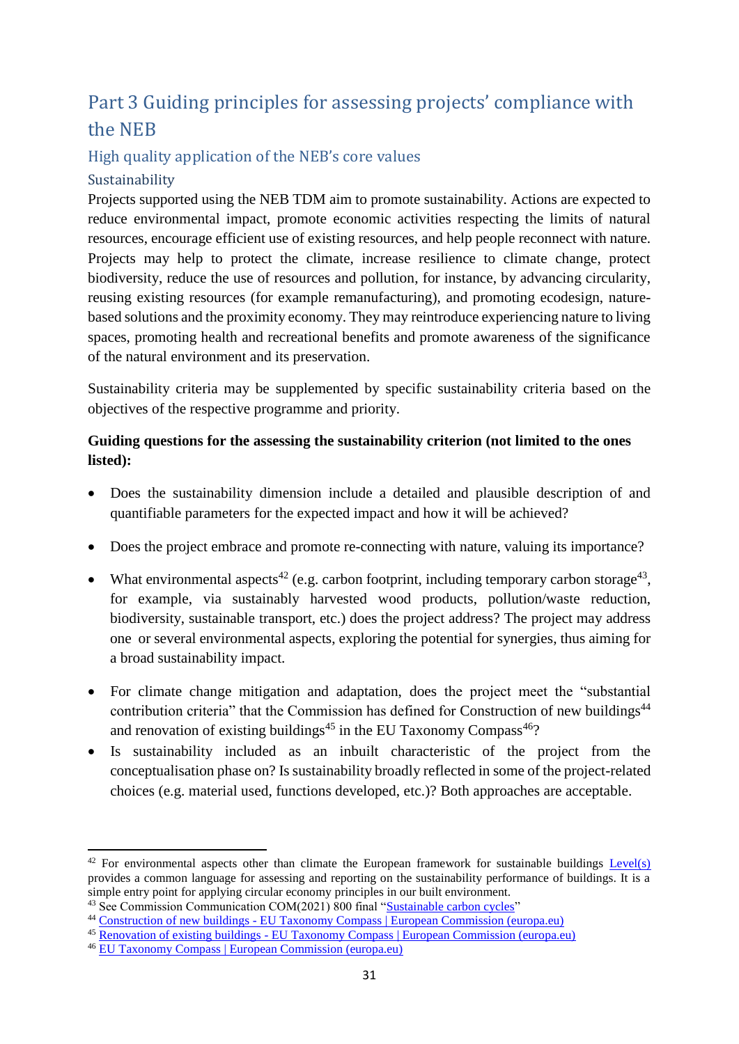# Part 3 Guiding principles for assessing projects' compliance with the NEB

## High quality application of the NEB's core values

### Sustainability

Projects supported using the NEB TDM aim to promote sustainability. Actions are expected to reduce environmental impact, promote economic activities respecting the limits of natural resources, encourage efficient use of existing resources, and help people reconnect with nature. Projects may help to protect the climate, increase resilience to climate change, protect biodiversity, reduce the use of resources and pollution, for instance, by advancing circularity, reusing existing resources (for example remanufacturing), and promoting ecodesign, nature-based solutions and the proximity economy. They may reintroduce experiencing nature to living spaces, promoting health and recreational benefits and promote awareness of the significance of the natural environment and its preservation.

Sustainability criteria may be supplemented by specific sustainability criteria based on the objectives of the respective programme and priority.

**Guiding questions for the assessing the sustainability criterion (not limited to the ones listed):**

- Does the sustainability dimension include a detailed and plausible description of and quantifiable parameters for the expected impact and how it will be achieved?
- Does the project embrace and promote re-connecting with nature, valuing its importance?
- What environmental aspects[42] (e.g. carbon footprint, including temporary carbon storage[43], for example, via sustainably harvested wood products, pollution/waste reduction, biodiversity, sustainable transport, etc.) does the project address? The project may address one or several environmental aspects, exploring the potential for synergies, thus aiming for a broad sustainability impact.
- For climate change mitigation and adaptation, does the project meet the "substantial contribution criteria" that the Commission has defined for Construction of new buildings[44] and renovation of existing buildings[45] in the EU Taxonomy Compass[46]?
- Is sustainability included as an inbuilt characteristic of the project from the conceptualisation phase on? Is sustainability broadly reflected in some of the project-related choices (e.g. material used, functions developed, etc.)? Both approaches are acceptable.

---

[42] For environmental aspects other than climate the European framework for sustainable buildings Level(s) provides a common language for assessing and reporting on the sustainability performance of buildings. It is a simple entry point for applying circular economy principles in our built environment.

[43] See Commission Communication COM(2021) 800 final "Sustainable carbon cycles"

[44] Construction of new buildings - EU Taxonomy Compass | European Commission (europa.eu)

[45] Renovation of existing buildings - EU Taxonomy Compass | European Commission (europa.eu)

[46] EU Taxonomy Compass | European Commission (europa.eu)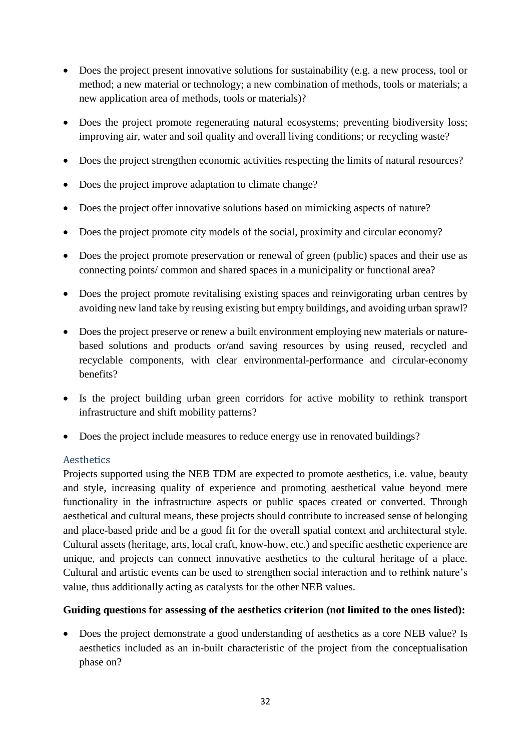- Does the project present innovative solutions for sustainability (e.g. a new process, tool or method; a new material or technology; a new combination of methods, tools or materials; a new application area of methods, tools or materials)?
- Does the project promote regenerating natural ecosystems; preventing biodiversity loss; improving air, water and soil quality and overall living conditions; or recycling waste?
- Does the project strengthen economic activities respecting the limits of natural resources?
- Does the project improve adaptation to climate change?
- Does the project offer innovative solutions based on mimicking aspects of nature?
- Does the project promote city models of the social, proximity and circular economy?
- Does the project promote preservation or renewal of green (public) spaces and their use as connecting points/ common and shared spaces in a municipality or functional area?
- Does the project promote revitalising existing spaces and reinvigorating urban centres by avoiding new land take by reusing existing but empty buildings, and avoiding urban sprawl?
- Does the project preserve or renew a built environment employing new materials or nature-based solutions and products or/and saving resources by using reused, recycled and recyclable components, with clear environmental-performance and circular-economy benefits?
- Is the project building urban green corridors for active mobility to rethink transport infrastructure and shift mobility patterns?
- Does the project include measures to reduce energy use in renovated buildings?

### Aesthetics

Projects supported using the NEB TDM are expected to promote aesthetics, i.e. value, beauty and style, increasing quality of experience and promoting aesthetical value beyond mere functionality in the infrastructure aspects or public spaces created or converted. Through aesthetical and cultural means, these projects should contribute to increased sense of belonging and place-based pride and be a good fit for the overall spatial context and architectural style. Cultural assets (heritage, arts, local craft, know-how, etc.) and specific aesthetic experience are unique, and projects can connect innovative aesthetics to the cultural heritage of a place. Cultural and artistic events can be used to strengthen social interaction and to rethink nature's value, thus additionally acting as catalysts for the other NEB values.

**Guiding questions for assessing of the aesthetics criterion (not limited to the ones listed):**

- Does the project demonstrate a good understanding of aesthetics as a core NEB value? Is aesthetics included as an in-built characteristic of the project from the conceptualisation phase on?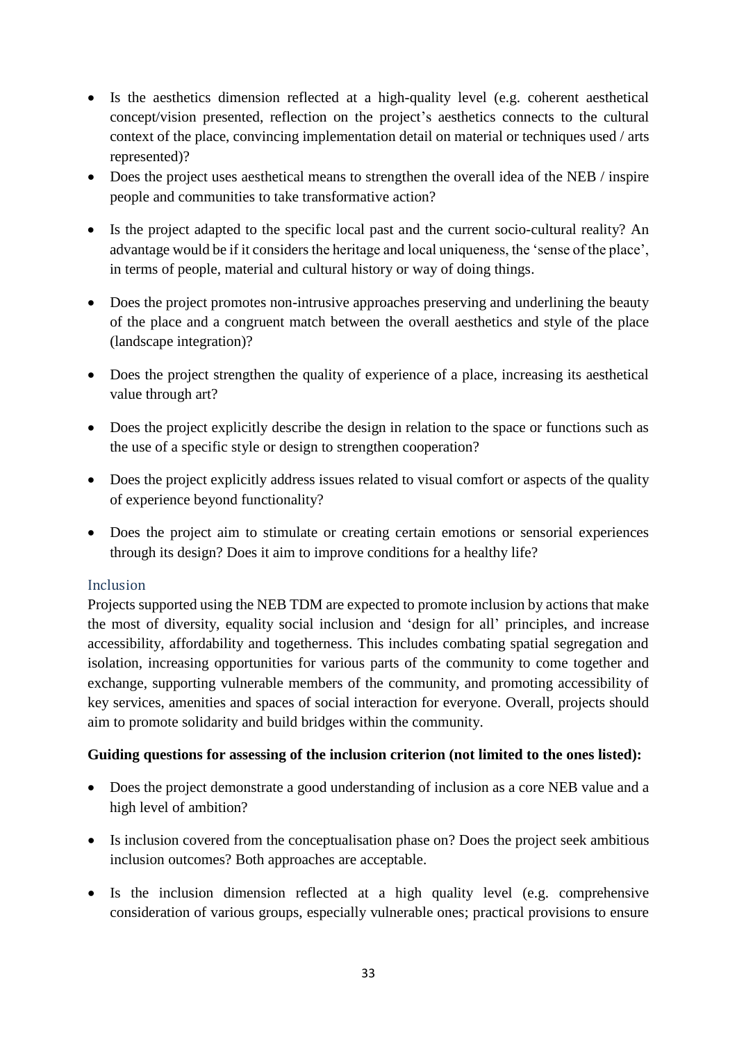- Is the aesthetics dimension reflected at a high-quality level (e.g. coherent aesthetical concept/vision presented, reflection on the project's aesthetics connects to the cultural context of the place, convincing implementation detail on material or techniques used / arts represented)?
- Does the project uses aesthetical means to strengthen the overall idea of the NEB / inspire people and communities to take transformative action?
- Is the project adapted to the specific local past and the current socio-cultural reality? An advantage would be if it considers the heritage and local uniqueness, the 'sense of the place', in terms of people, material and cultural history or way of doing things.
- Does the project promotes non-intrusive approaches preserving and underlining the beauty of the place and a congruent match between the overall aesthetics and style of the place (landscape integration)?
- Does the project strengthen the quality of experience of a place, increasing its aesthetical value through art?
- Does the project explicitly describe the design in relation to the space or functions such as the use of a specific style or design to strengthen cooperation?
- Does the project explicitly address issues related to visual comfort or aspects of the quality of experience beyond functionality?
- Does the project aim to stimulate or creating certain emotions or sensorial experiences through its design? Does it aim to improve conditions for a healthy life?

### Inclusion

Projects supported using the NEB TDM are expected to promote inclusion by actions that make the most of diversity, equality social inclusion and 'design for all' principles, and increase accessibility, affordability and togetherness. This includes combating spatial segregation and isolation, increasing opportunities for various parts of the community to come together and exchange, supporting vulnerable members of the community, and promoting accessibility of key services, amenities and spaces of social interaction for everyone. Overall, projects should aim to promote solidarity and build bridges within the community.

**Guiding questions for assessing of the inclusion criterion (not limited to the ones listed):**

- Does the project demonstrate a good understanding of inclusion as a core NEB value and a high level of ambition?
- Is inclusion covered from the conceptualisation phase on? Does the project seek ambitious inclusion outcomes? Both approaches are acceptable.
- Is the inclusion dimension reflected at a high quality level (e.g. comprehensive consideration of various groups, especially vulnerable ones; practical provisions to ensure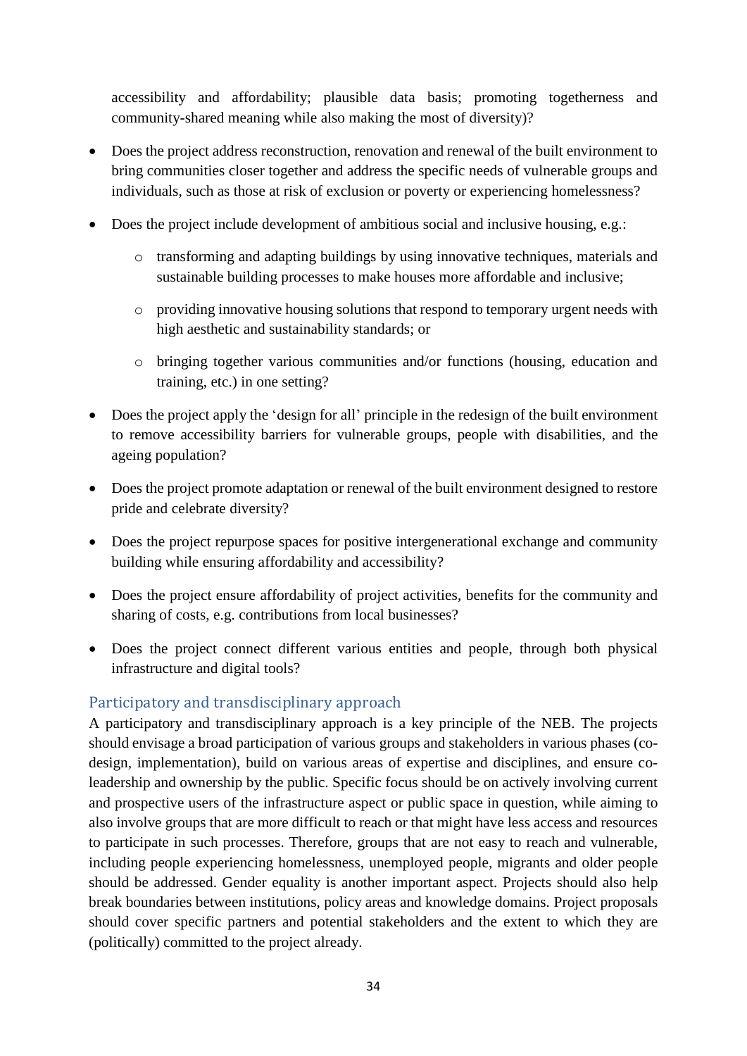accessibility and affordability; plausible data basis; promoting togetherness and community-shared meaning while also making the most of diversity)?

- Does the project address reconstruction, renovation and renewal of the built environment to bring communities closer together and address the specific needs of vulnerable groups and individuals, such as those at risk of exclusion or poverty or experiencing homelessness?
- Does the project include development of ambitious social and inclusive housing, e.g.:
    - transforming and adapting buildings by using innovative techniques, materials and sustainable building processes to make houses more affordable and inclusive;
    - providing innovative housing solutions that respond to temporary urgent needs with high aesthetic and sustainability standards; or
    - bringing together various communities and/or functions (housing, education and training, etc.) in one setting?
- Does the project apply the 'design for all' principle in the redesign of the built environment to remove accessibility barriers for vulnerable groups, people with disabilities, and the ageing population?
- Does the project promote adaptation or renewal of the built environment designed to restore pride and celebrate diversity?
- Does the project repurpose spaces for positive intergenerational exchange and community building while ensuring affordability and accessibility?
- Does the project ensure affordability of project activities, benefits for the community and sharing of costs, e.g. contributions from local businesses?
- Does the project connect different various entities and people, through both physical infrastructure and digital tools?

### Participatory and transdisciplinary approach

A participatory and transdisciplinary approach is a key principle of the NEB. The projects should envisage a broad participation of various groups and stakeholders in various phases (co-design, implementation), build on various areas of expertise and disciplines, and ensure co-leadership and ownership by the public. Specific focus should be on actively involving current and prospective users of the infrastructure aspect or public space in question, while aiming to also involve groups that are more difficult to reach or that might have less access and resources to participate in such processes. Therefore, groups that are not easy to reach and vulnerable, including people experiencing homelessness, unemployed people, migrants and older people should be addressed. Gender equality is another important aspect. Projects should also help break boundaries between institutions, policy areas and knowledge domains. Project proposals should cover specific partners and potential stakeholders and the extent to which they are (politically) committed to the project already.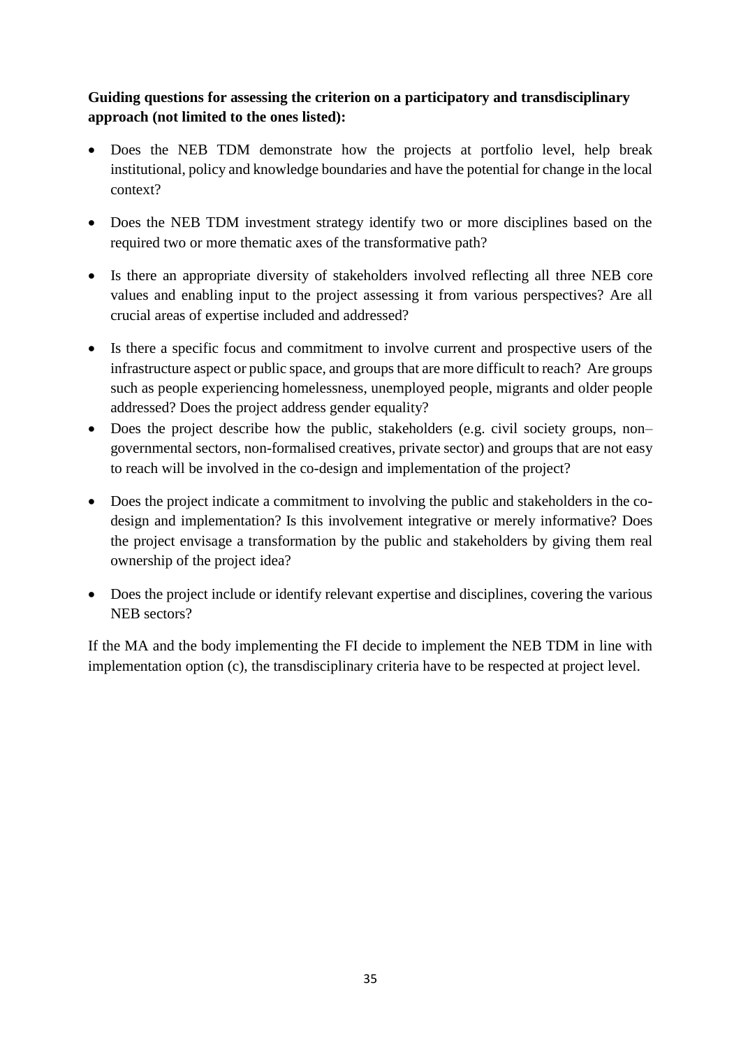**Guiding questions for assessing the criterion on a participatory and transdisciplinary approach (not limited to the ones listed):**

- Does the NEB TDM demonstrate how the projects at portfolio level, help break institutional, policy and knowledge boundaries and have the potential for change in the local context?
- Does the NEB TDM investment strategy identify two or more disciplines based on the required two or more thematic axes of the transformative path?
- Is there an appropriate diversity of stakeholders involved reflecting all three NEB core values and enabling input to the project assessing it from various perspectives? Are all crucial areas of expertise included and addressed?
- Is there a specific focus and commitment to involve current and prospective users of the infrastructure aspect or public space, and groups that are more difficult to reach? Are groups such as people experiencing homelessness, unemployed people, migrants and older people addressed? Does the project address gender equality?
- Does the project describe how the public, stakeholders (e.g. civil society groups, non–governmental sectors, non-formalised creatives, private sector) and groups that are not easy to reach will be involved in the co-design and implementation of the project?
- Does the project indicate a commitment to involving the public and stakeholders in the co-design and implementation? Is this involvement integrative or merely informative? Does the project envisage a transformation by the public and stakeholders by giving them real ownership of the project idea?
- Does the project include or identify relevant expertise and disciplines, covering the various NEB sectors?

If the MA and the body implementing the FI decide to implement the NEB TDM in line with implementation option (c), the transdisciplinary criteria have to be respected at project level.